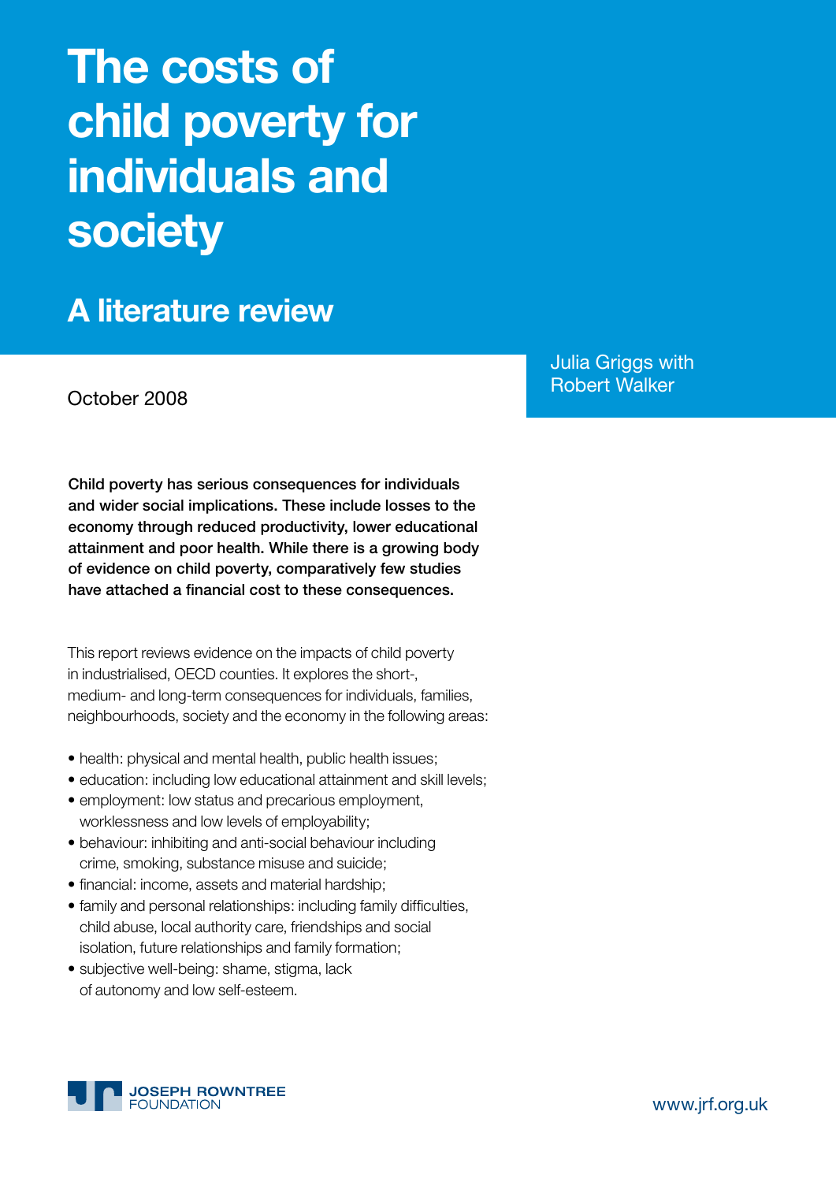# The costs of child poverty for individuals and society

## A literature review

October 2008

Julia Griggs with Robert Walker

**Child poverty has serious consequences for individuals and wider social implications. These include losses to the economy through reduced productivity, lower educational attainment and poor health. While there is a growing body of evidence on child poverty, comparatively few studies have attached a financial cost to these consequences.**

This report reviews evidence on the impacts of child poverty in industrialised, OECD counties. It explores the short-, medium- and long-term consequences for individuals, families, neighbourhoods, society and the economy in the following areas:

- health: physical and mental health, public health issues;
- education: including low educational attainment and skill levels;
- employment: low status and precarious employment, worklessness and low levels of employability;
- behaviour: inhibiting and anti-social behaviour including crime, smoking, substance misuse and suicide;
- financial: income, assets and material hardship;
- family and personal relationships: including family difficulties, child abuse, local authority care, friendships and social isolation, future relationships and family formation;
- subjective well-being: shame, stigma, lack of autonomy and low self-esteem.

JOSEPH ROWNTREE FOUNDATION

www.jrf.org.uk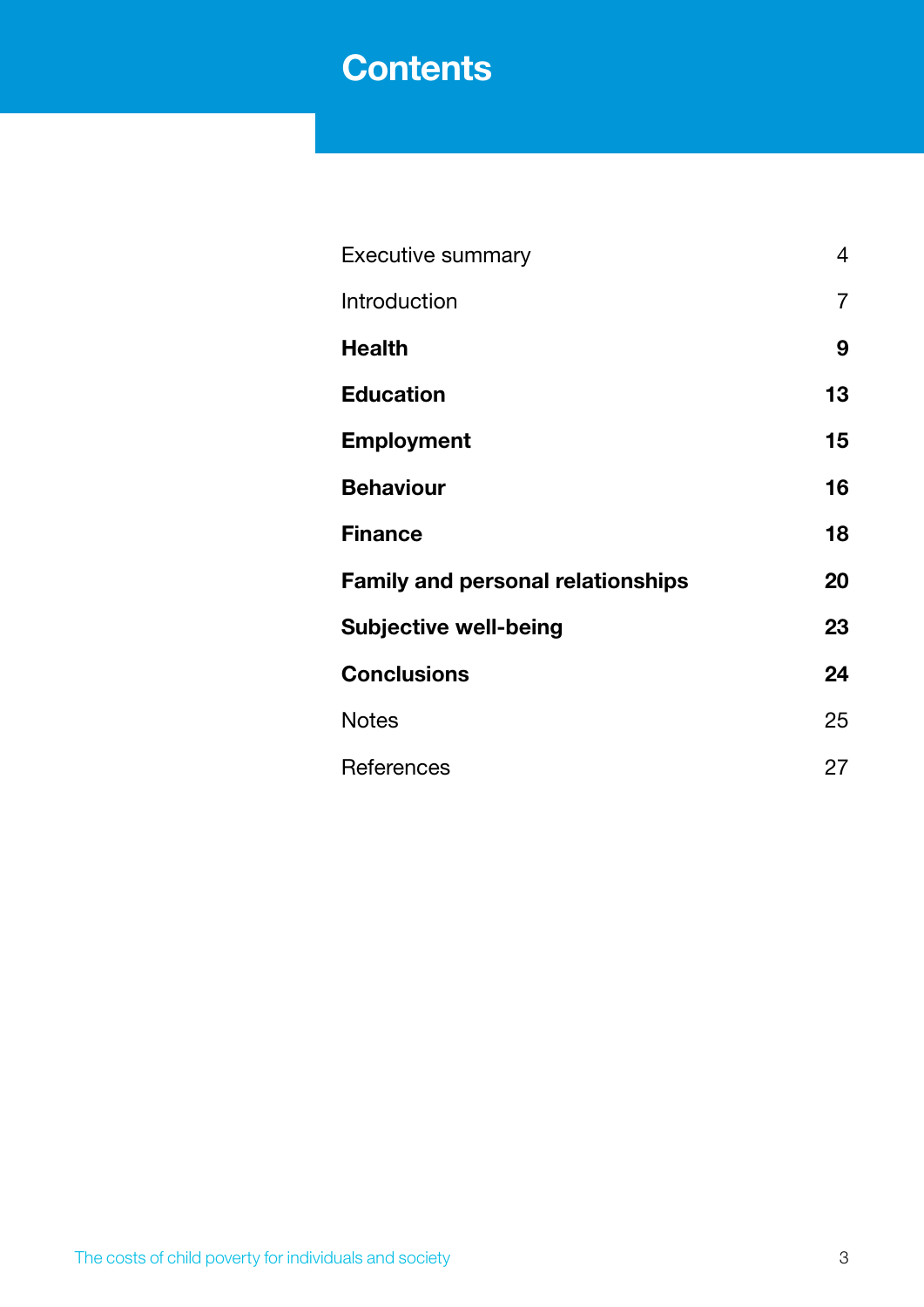# Contents

| | |
|---|---|
| Executive summary | 4 |
| Introduction | 7 |
| **Health** | **9** |
| **Education** | **13** |
| **Employment** | **15** |
| **Behaviour** | **16** |
| **Finance** | **18** |
| **Family and personal relationships** | **20** |
| **Subjective well-being** | **23** |
| **Conclusions** | **24** |
| Notes | 25 |
| References | 27 |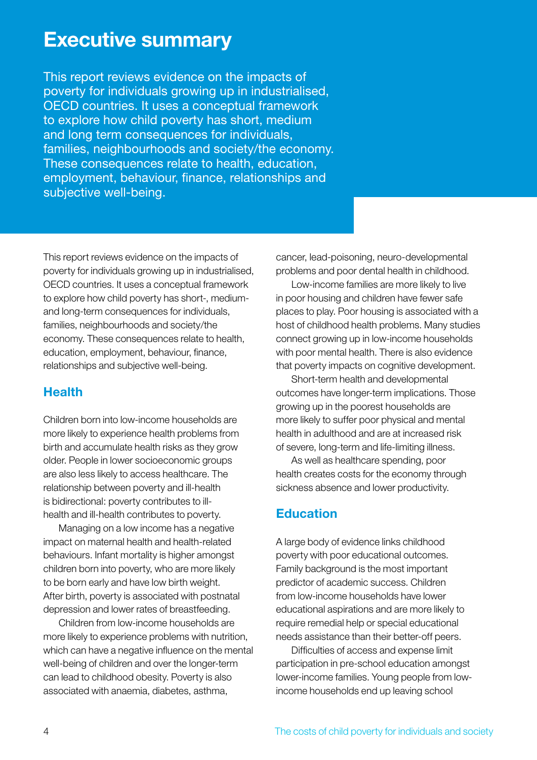# Executive summary

This report reviews evidence on the impacts of poverty for individuals growing up in industrialised, OECD countries. It uses a conceptual framework to explore how child poverty has short, medium and long term consequences for individuals, families, neighbourhoods and society/the economy. These consequences relate to health, education, employment, behaviour, finance, relationships and subjective well-being.

This report reviews evidence on the impacts of poverty for individuals growing up in industrialised, OECD countries. It uses a conceptual framework to explore how child poverty has short-, medium- and long-term consequences for individuals, families, neighbourhoods and society/the economy. These consequences relate to health, education, employment, behaviour, finance, relationships and subjective well-being.

## Health

Children born into low-income households are more likely to experience health problems from birth and accumulate health risks as they grow older. People in lower socioeconomic groups are also less likely to access healthcare. The relationship between poverty and ill-health is bidirectional: poverty contributes to ill-health and ill-health contributes to poverty.

Managing on a low income has a negative impact on maternal health and health-related behaviours. Infant mortality is higher amongst children born into poverty, who are more likely to be born early and have low birth weight. After birth, poverty is associated with postnatal depression and lower rates of breastfeeding.

Children from low-income households are more likely to experience problems with nutrition, which can have a negative influence on the mental well-being of children and over the longer-term can lead to childhood obesity. Poverty is also associated with anaemia, diabetes, asthma, cancer, lead-poisoning, neuro-developmental problems and poor dental health in childhood.

Low-income families are more likely to live in poor housing and children have fewer safe places to play. Poor housing is associated with a host of childhood health problems. Many studies connect growing up in low-income households with poor mental health. There is also evidence that poverty impacts on cognitive development.

Short-term health and developmental outcomes have longer-term implications. Those growing up in the poorest households are more likely to suffer poor physical and mental health in adulthood and are at increased risk of severe, long-term and life-limiting illness.

As well as healthcare spending, poor health creates costs for the economy through sickness absence and lower productivity.

## Education

A large body of evidence links childhood poverty with poor educational outcomes. Family background is the most important predictor of academic success. Children from low-income households have lower educational aspirations and are more likely to require remedial help or special educational needs assistance than their better-off peers.

Difficulties of access and expense limit participation in pre-school education amongst lower-income families. Young people from low-income households end up leaving school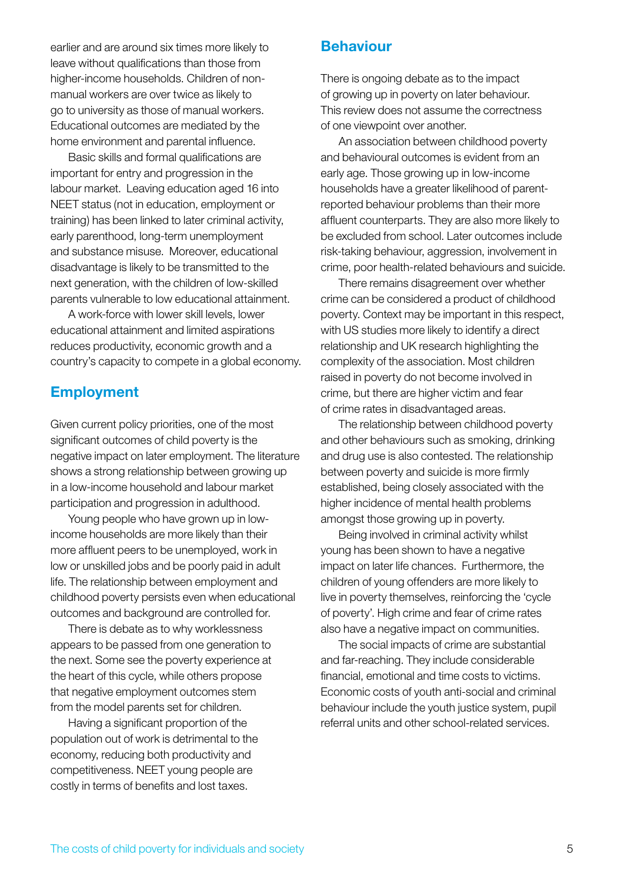earlier and are around six times more likely to leave without qualifications than those from higher-income households. Children of non-manual workers are over twice as likely to go to university as those of manual workers. Educational outcomes are mediated by the home environment and parental influence.

Basic skills and formal qualifications are important for entry and progression in the labour market. Leaving education aged 16 into NEET status (not in education, employment or training) has been linked to later criminal activity, early parenthood, long-term unemployment and substance misuse. Moreover, educational disadvantage is likely to be transmitted to the next generation, with the children of low-skilled parents vulnerable to low educational attainment.

A work-force with lower skill levels, lower educational attainment and limited aspirations reduces productivity, economic growth and a country's capacity to compete in a global economy.

## Employment

Given current policy priorities, one of the most significant outcomes of child poverty is the negative impact on later employment. The literature shows a strong relationship between growing up in a low-income household and labour market participation and progression in adulthood.

Young people who have grown up in low-income households are more likely than their more affluent peers to be unemployed, work in low or unskilled jobs and be poorly paid in adult life. The relationship between employment and childhood poverty persists even when educational outcomes and background are controlled for.

There is debate as to why worklessness appears to be passed from one generation to the next. Some see the poverty experience at the heart of this cycle, while others propose that negative employment outcomes stem from the model parents set for children.

Having a significant proportion of the population out of work is detrimental to the economy, reducing both productivity and competitiveness. NEET young people are costly in terms of benefits and lost taxes.

## Behaviour

There is ongoing debate as to the impact of growing up in poverty on later behaviour. This review does not assume the correctness of one viewpoint over another.

An association between childhood poverty and behavioural outcomes is evident from an early age. Those growing up in low-income households have a greater likelihood of parent-reported behaviour problems than their more affluent counterparts. They are also more likely to be excluded from school. Later outcomes include risk-taking behaviour, aggression, involvement in crime, poor health-related behaviours and suicide.

There remains disagreement over whether crime can be considered a product of childhood poverty. Context may be important in this respect, with US studies more likely to identify a direct relationship and UK research highlighting the complexity of the association. Most children raised in poverty do not become involved in crime, but there are higher victim and fear of crime rates in disadvantaged areas.

The relationship between childhood poverty and other behaviours such as smoking, drinking and drug use is also contested. The relationship between poverty and suicide is more firmly established, being closely associated with the higher incidence of mental health problems amongst those growing up in poverty.

Being involved in criminal activity whilst young has been shown to have a negative impact on later life chances. Furthermore, the children of young offenders are more likely to live in poverty themselves, reinforcing the 'cycle of poverty'. High crime and fear of crime rates also have a negative impact on communities.

The social impacts of crime are substantial and far-reaching. They include considerable financial, emotional and time costs to victims. Economic costs of youth anti-social and criminal behaviour include the youth justice system, pupil referral units and other school-related services.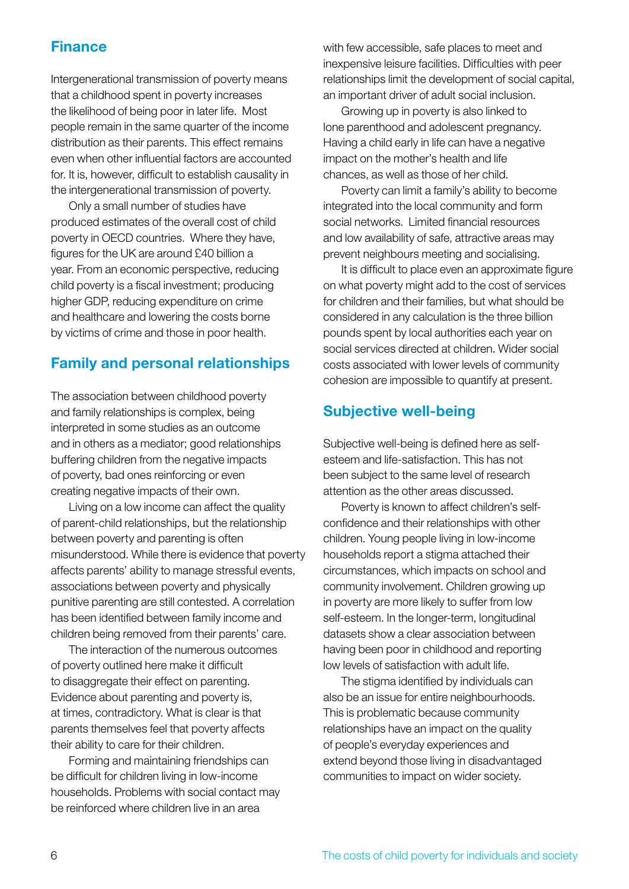## Finance

Intergenerational transmission of poverty means that a childhood spent in poverty increases the likelihood of being poor in later life. Most people remain in the same quarter of the income distribution as their parents. This effect remains even when other influential factors are accounted for. It is, however, difficult to establish causality in the intergenerational transmission of poverty.

Only a small number of studies have produced estimates of the overall cost of child poverty in OECD countries. Where they have, figures for the UK are around £40 billion a year. From an economic perspective, reducing child poverty is a fiscal investment; producing higher GDP, reducing expenditure on crime and healthcare and lowering the costs borne by victims of crime and those in poor health.

## Family and personal relationships

The association between childhood poverty and family relationships is complex, being interpreted in some studies as an outcome and in others as a mediator; good relationships buffering children from the negative impacts of poverty, bad ones reinforcing or even creating negative impacts of their own.

Living on a low income can affect the quality of parent-child relationships, but the relationship between poverty and parenting is often misunderstood. While there is evidence that poverty affects parents' ability to manage stressful events, associations between poverty and physically punitive parenting are still contested. A correlation has been identified between family income and children being removed from their parents' care.

The interaction of the numerous outcomes of poverty outlined here make it difficult to disaggregate their effect on parenting. Evidence about parenting and poverty is, at times, contradictory. What is clear is that parents themselves feel that poverty affects their ability to care for their children.

Forming and maintaining friendships can be difficult for children living in low-income households. Problems with social contact may be reinforced where children live in an area with few accessible, safe places to meet and inexpensive leisure facilities. Difficulties with peer relationships limit the development of social capital, an important driver of adult social inclusion.

Growing up in poverty is also linked to lone parenthood and adolescent pregnancy. Having a child early in life can have a negative impact on the mother's health and life chances, as well as those of her child.

Poverty can limit a family's ability to become integrated into the local community and form social networks. Limited financial resources and low availability of safe, attractive areas may prevent neighbours meeting and socialising.

It is difficult to place even an approximate figure on what poverty might add to the cost of services for children and their families, but what should be considered in any calculation is the three billion pounds spent by local authorities each year on social services directed at children. Wider social costs associated with lower levels of community cohesion are impossible to quantify at present.

## Subjective well-being

Subjective well-being is defined here as self-esteem and life-satisfaction. This has not been subject to the same level of research attention as the other areas discussed.

Poverty is known to affect children's self-confidence and their relationships with other children. Young people living in low-income households report a stigma attached their circumstances, which impacts on school and community involvement. Children growing up in poverty are more likely to suffer from low self-esteem. In the longer-term, longitudinal datasets show a clear association between having been poor in childhood and reporting low levels of satisfaction with adult life.

The stigma identified by individuals can also be an issue for entire neighbourhoods. This is problematic because community relationships have an impact on the quality of people's everyday experiences and extend beyond those living in disadvantaged communities to impact on wider society.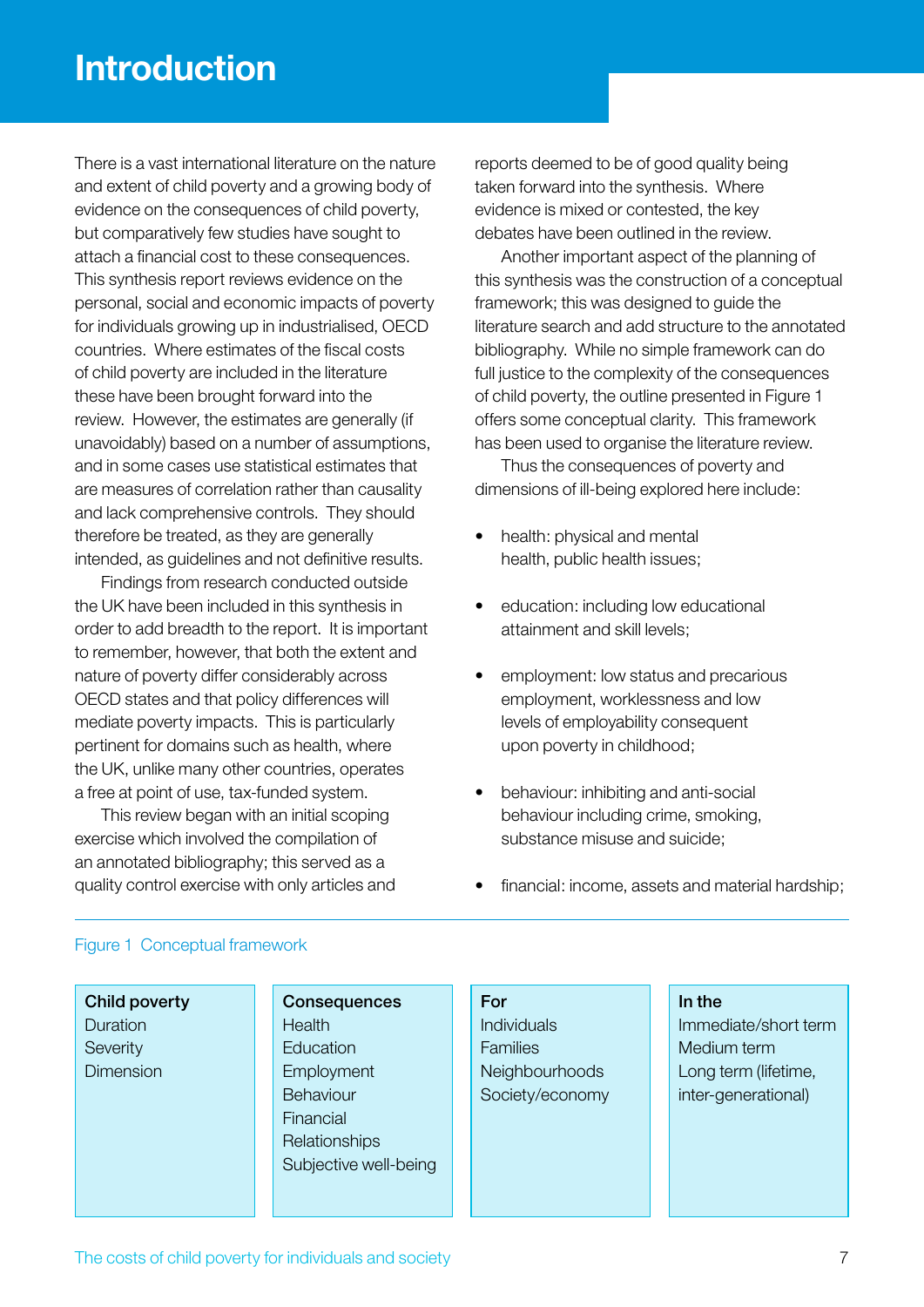# Introduction

There is a vast international literature on the nature and extent of child poverty and a growing body of evidence on the consequences of child poverty, but comparatively few studies have sought to attach a financial cost to these consequences. This synthesis report reviews evidence on the personal, social and economic impacts of poverty for individuals growing up in industrialised, OECD countries. Where estimates of the fiscal costs of child poverty are included in the literature these have been brought forward into the review. However, the estimates are generally (if unavoidably) based on a number of assumptions, and in some cases use statistical estimates that are measures of correlation rather than causality and lack comprehensive controls. They should therefore be treated, as they are generally intended, as guidelines and not definitive results.

Findings from research conducted outside the UK have been included in this synthesis in order to add breadth to the report. It is important to remember, however, that both the extent and nature of poverty differ considerably across OECD states and that policy differences will mediate poverty impacts. This is particularly pertinent for domains such as health, where the UK, unlike many other countries, operates a free at point of use, tax-funded system.

This review began with an initial scoping exercise which involved the compilation of an annotated bibliography; this served as a quality control exercise with only articles and reports deemed to be of good quality being taken forward into the synthesis. Where evidence is mixed or contested, the key debates have been outlined in the review.

Another important aspect of the planning of this synthesis was the construction of a conceptual framework; this was designed to guide the literature search and add structure to the annotated bibliography. While no simple framework can do full justice to the complexity of the consequences of child poverty, the outline presented in Figure 1 offers some conceptual clarity. This framework has been used to organise the literature review.

Thus the consequences of poverty and dimensions of ill-being explored here include:

- health: physical and mental health, public health issues;
- education: including low educational attainment and skill levels;
- employment: low status and precarious employment, worklessness and low levels of employability consequent upon poverty in childhood;
- behaviour: inhibiting and anti-social behaviour including crime, smoking, substance misuse and suicide;
- financial: income, assets and material hardship;

Figure 1 Conceptual framework

| Child poverty | Consequences | For | In the |
|---|---|---|---|
| Duration | Health | Individuals | Immediate/short term |
| Severity | Education | Families | Medium term |
| Dimension | Employment | Neighbourhoods | Long term (lifetime, inter-generational) |
| | Behaviour | Society/economy | |
| | Financial | | |
| | Relationships | | |
| | Subjective well-being | | |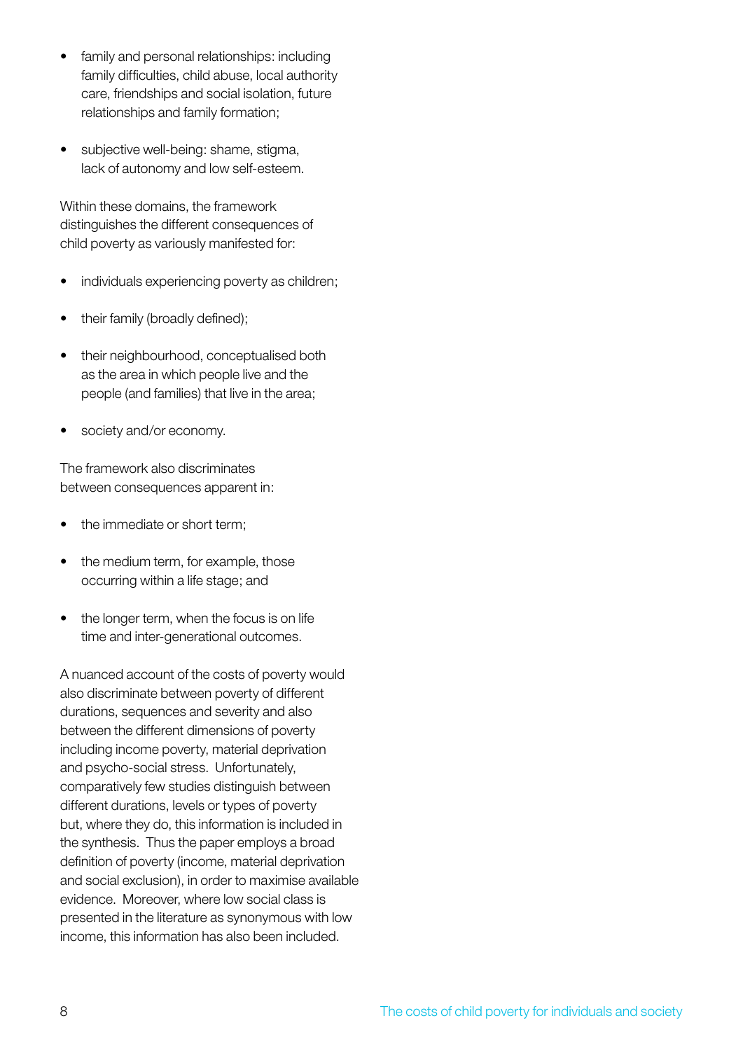- family and personal relationships: including family difficulties, child abuse, local authority care, friendships and social isolation, future relationships and family formation;

- subjective well-being: shame, stigma, lack of autonomy and low self-esteem.

Within these domains, the framework distinguishes the different consequences of child poverty as variously manifested for:

- individuals experiencing poverty as children;

- their family (broadly defined);

- their neighbourhood, conceptualised both as the area in which people live and the people (and families) that live in the area;

- society and/or economy.

The framework also discriminates between consequences apparent in:

- the immediate or short term;

- the medium term, for example, those occurring within a life stage; and

- the longer term, when the focus is on life time and inter-generational outcomes.

A nuanced account of the costs of poverty would also discriminate between poverty of different durations, sequences and severity and also between the different dimensions of poverty including income poverty, material deprivation and psycho-social stress. Unfortunately, comparatively few studies distinguish between different durations, levels or types of poverty but, where they do, this information is included in the synthesis. Thus the paper employs a broad definition of poverty (income, material deprivation and social exclusion), in order to maximise available evidence. Moreover, where low social class is presented in the literature as synonymous with low income, this information has also been included.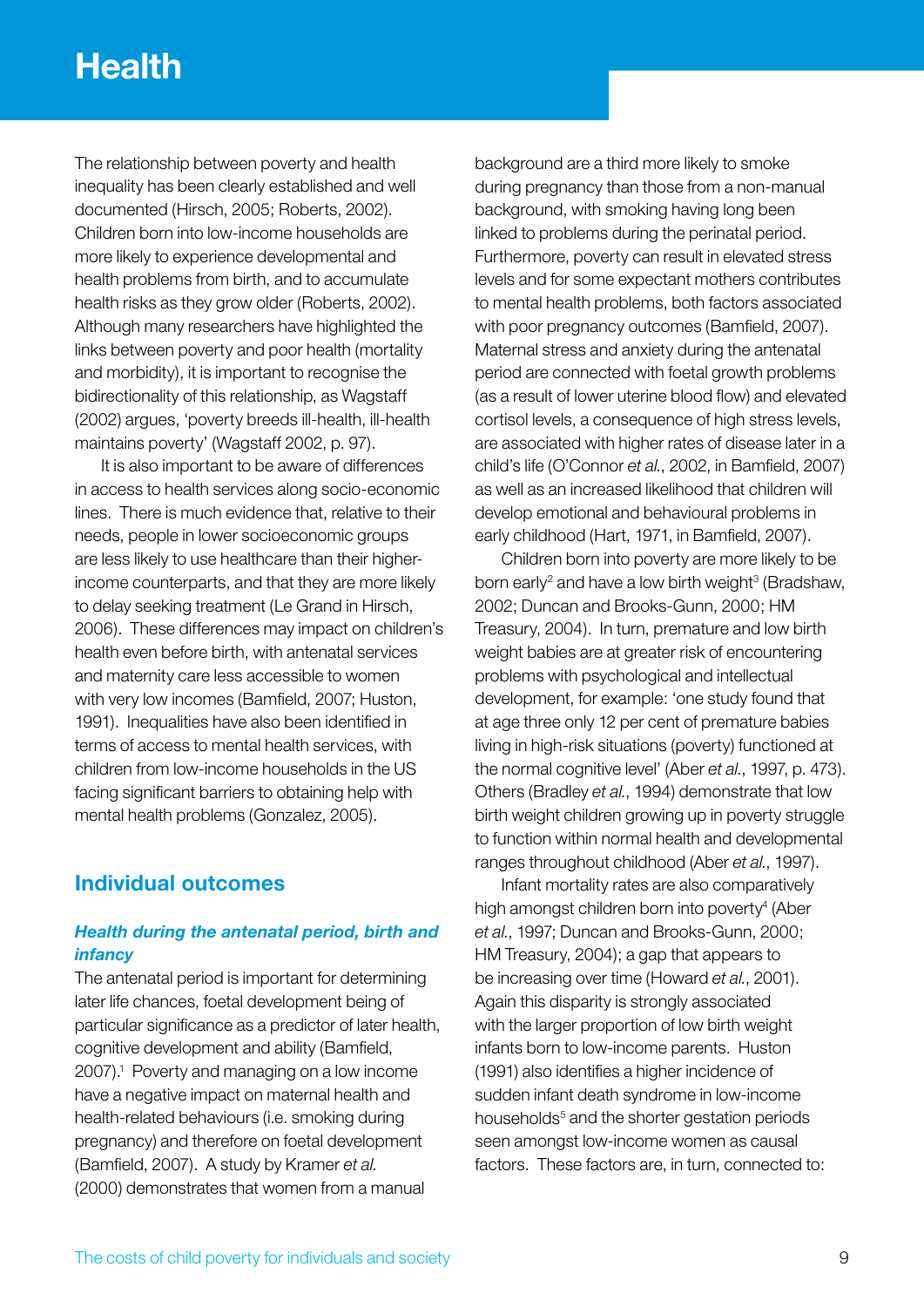# Health

The relationship between poverty and health inequality has been clearly established and well documented (Hirsch, 2005; Roberts, 2002). Children born into low-income households are more likely to experience developmental and health problems from birth, and to accumulate health risks as they grow older (Roberts, 2002). Although many researchers have highlighted the links between poverty and poor health (mortality and morbidity), it is important to recognise the bidirectionality of this relationship, as Wagstaff (2002) argues, 'poverty breeds ill-health, ill-health maintains poverty' (Wagstaff 2002, p. 97).

It is also important to be aware of differences in access to health services along socio-economic lines. There is much evidence that, relative to their needs, people in lower socioeconomic groups are less likely to use healthcare than their higher-income counterparts, and that they are more likely to delay seeking treatment (Le Grand in Hirsch, 2006). These differences may impact on children's health even before birth, with antenatal services and maternity care less accessible to women with very low incomes (Bamfield, 2007; Huston, 1991). Inequalities have also been identified in terms of access to mental health services, with children from low-income households in the US facing significant barriers to obtaining help with mental health problems (Gonzalez, 2005).

## Individual outcomes

### *Health during the antenatal period, birth and infancy*

The antenatal period is important for determining later life chances, foetal development being of particular significance as a predictor of later health, cognitive development and ability (Bamfield, 2007).[1] Poverty and managing on a low income have a negative impact on maternal health and health-related behaviours (i.e. smoking during pregnancy) and therefore on foetal development (Bamfield, 2007). A study by Kramer *et al.* (2000) demonstrates that women from a manual background are a third more likely to smoke during pregnancy than those from a non-manual background, with smoking having long been linked to problems during the perinatal period. Furthermore, poverty can result in elevated stress levels and for some expectant mothers contributes to mental health problems, both factors associated with poor pregnancy outcomes (Bamfield, 2007). Maternal stress and anxiety during the antenatal period are connected with foetal growth problems (as a result of lower uterine blood flow) and elevated cortisol levels, a consequence of high stress levels, are associated with higher rates of disease later in a child's life (O'Connor *et al.*, 2002, in Bamfield, 2007) as well as an increased likelihood that children will develop emotional and behavioural problems in early childhood (Hart, 1971, in Bamfield, 2007).

Children born into poverty are more likely to be born early[2] and have a low birth weight[3] (Bradshaw, 2002; Duncan and Brooks-Gunn, 2000; HM Treasury, 2004). In turn, premature and low birth weight babies are at greater risk of encountering problems with psychological and intellectual development, for example: 'one study found that at age three only 12 per cent of premature babies living in high-risk situations (poverty) functioned at the normal cognitive level' (Aber *et al.*, 1997, p. 473). Others (Bradley *et al.*, 1994) demonstrate that low birth weight children growing up in poverty struggle to function within normal health and developmental ranges throughout childhood (Aber *et al.*, 1997).

Infant mortality rates are also comparatively high amongst children born into poverty[4] (Aber *et al.*, 1997; Duncan and Brooks-Gunn, 2000; HM Treasury, 2004); a gap that appears to be increasing over time (Howard *et al.*, 2001). Again this disparity is strongly associated with the larger proportion of low birth weight infants born to low-income parents. Huston (1991) also identifies a higher incidence of sudden infant death syndrome in low-income households[5] and the shorter gestation periods seen amongst low-income women as causal factors. These factors are, in turn, connected to: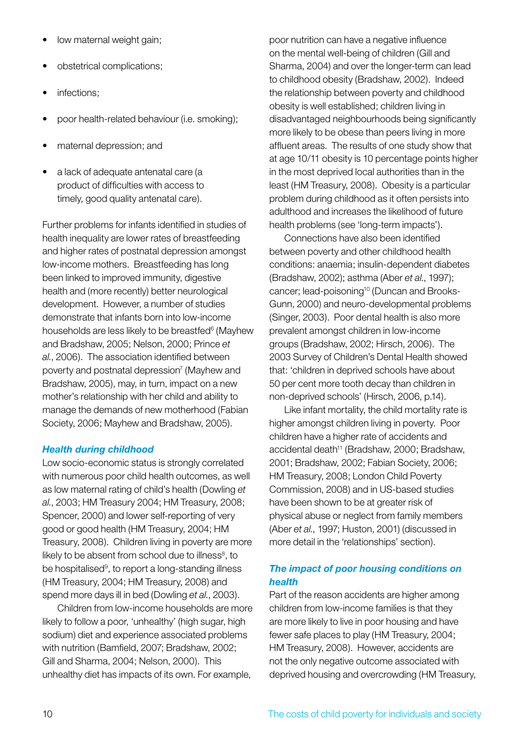- low maternal weight gain;
- obstetrical complications;
- infections;
- poor health-related behaviour (i.e. smoking);
- maternal depression; and
- a lack of adequate antenatal care (a product of difficulties with access to timely, good quality antenatal care).

Further problems for infants identified in studies of health inequality are lower rates of breastfeeding and higher rates of postnatal depression amongst low-income mothers. Breastfeeding has long been linked to improved immunity, digestive health and (more recently) better neurological development. However, a number of studies demonstrate that infants born into low-income households are less likely to be breastfed[6] (Mayhew and Bradshaw, 2005; Nelson, 2000; Prince *et al.*, 2006). The association identified between poverty and postnatal depression[7] (Mayhew and Bradshaw, 2005), may, in turn, impact on a new mother's relationship with her child and ability to manage the demands of new motherhood (Fabian Society, 2006; Mayhew and Bradshaw, 2005).

### *Health during childhood*

Low socio-economic status is strongly correlated with numerous poor child health outcomes, as well as low maternal rating of child's health (Dowling *et al.*, 2003; HM Treasury 2004; HM Treasury, 2008; Spencer, 2000) and lower self-reporting of very good or good health (HM Treasury, 2004; HM Treasury, 2008). Children living in poverty are more likely to be absent from school due to illness[8], to be hospitalised[9], to report a long-standing illness (HM Treasury, 2004; HM Treasury, 2008) and spend more days ill in bed (Dowling *et al.*, 2003).

Children from low-income households are more likely to follow a poor, 'unhealthy' (high sugar, high sodium) diet and experience associated problems with nutrition (Bamfield, 2007; Bradshaw, 2002; Gill and Sharma, 2004; Nelson, 2000). This unhealthy diet has impacts of its own. For example, poor nutrition can have a negative influence on the mental well-being of children (Gill and Sharma, 2004) and over the longer-term can lead to childhood obesity (Bradshaw, 2002). Indeed the relationship between poverty and childhood obesity is well established; children living in disadvantaged neighbourhoods being significantly more likely to be obese than peers living in more affluent areas. The results of one study show that at age 10/11 obesity is 10 percentage points higher in the most deprived local authorities than in the least (HM Treasury, 2008). Obesity is a particular problem during childhood as it often persists into adulthood and increases the likelihood of future health problems (see 'long-term impacts').

Connections have also been identified between poverty and other childhood health conditions: anaemia; insulin-dependent diabetes (Bradshaw, 2002); asthma (Aber *et al.*, 1997); cancer; lead-poisoning[10] (Duncan and Brooks-Gunn, 2000) and neuro-developmental problems (Singer, 2003). Poor dental health is also more prevalent amongst children in low-income groups (Bradshaw, 2002; Hirsch, 2006). The 2003 Survey of Children's Dental Health showed that: 'children in deprived schools have about 50 per cent more tooth decay than children in non-deprived schools' (Hirsch, 2006, p.14).

Like infant mortality, the child mortality rate is higher amongst children living in poverty. Poor children have a higher rate of accidents and accidental death[11] (Bradshaw, 2000; Bradshaw, 2001; Bradshaw, 2002; Fabian Society, 2006; HM Treasury, 2008; London Child Poverty Commission, 2008) and in US-based studies have been shown to be at greater risk of physical abuse or neglect from family members (Aber *et al.*, 1997; Huston, 2001) (discussed in more detail in the 'relationships' section).

### *The impact of poor housing conditions on health*

Part of the reason accidents are higher among children from low-income families is that they are more likely to live in poor housing and have fewer safe places to play (HM Treasury, 2004; HM Treasury, 2008). However, accidents are not the only negative outcome associated with deprived housing and overcrowding (HM Treasury,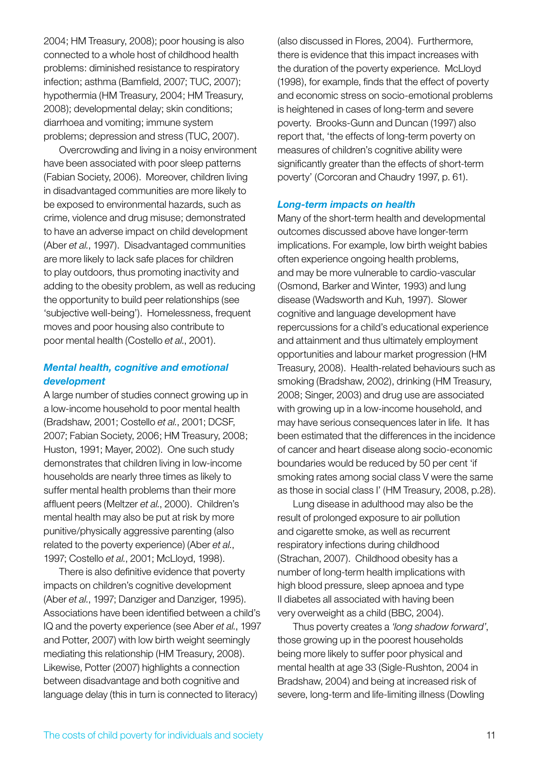2004; HM Treasury, 2008); poor housing is also connected to a whole host of childhood health problems: diminished resistance to respiratory infection; asthma (Bamfield, 2007; TUC, 2007); hypothermia (HM Treasury, 2004; HM Treasury, 2008); developmental delay; skin conditions; diarrhoea and vomiting; immune system problems; depression and stress (TUC, 2007).

Overcrowding and living in a noisy environment have been associated with poor sleep patterns (Fabian Society, 2006). Moreover, children living in disadvantaged communities are more likely to be exposed to environmental hazards, such as crime, violence and drug misuse; demonstrated to have an adverse impact on child development (Aber *et al.*, 1997). Disadvantaged communities are more likely to lack safe places for children to play outdoors, thus promoting inactivity and adding to the obesity problem, as well as reducing the opportunity to build peer relationships (see 'subjective well-being'). Homelessness, frequent moves and poor housing also contribute to poor mental health (Costello *et al.*, 2001).

### *Mental health, cognitive and emotional development*

A large number of studies connect growing up in a low-income household to poor mental health (Bradshaw, 2001; Costello *et al.*, 2001; DCSF, 2007; Fabian Society, 2006; HM Treasury, 2008; Huston, 1991; Mayer, 2002). One such study demonstrates that children living in low-income households are nearly three times as likely to suffer mental health problems than their more affluent peers (Meltzer *et al.*, 2000). Children's mental health may also be put at risk by more punitive/physically aggressive parenting (also related to the poverty experience) (Aber *et al.*, 1997; Costello *et al.*, 2001; McLloyd, 1998).

There is also definitive evidence that poverty impacts on children's cognitive development (Aber *et al.*, 1997; Danziger and Danziger, 1995). Associations have been identified between a child's IQ and the poverty experience (see Aber *et al.*, 1997 and Potter, 2007) with low birth weight seemingly mediating this relationship (HM Treasury, 2008). Likewise, Potter (2007) highlights a connection between disadvantage and both cognitive and language delay (this in turn is connected to literacy) (also discussed in Flores, 2004). Furthermore, there is evidence that this impact increases with the duration of the poverty experience. McLloyd (1998), for example, finds that the effect of poverty and economic stress on socio-emotional problems is heightened in cases of long-term and severe poverty. Brooks-Gunn and Duncan (1997) also report that, 'the effects of long-term poverty on measures of children's cognitive ability were significantly greater than the effects of short-term poverty' (Corcoran and Chaudry 1997, p. 61).

### *Long-term impacts on health*

Many of the short-term health and developmental outcomes discussed above have longer-term implications. For example, low birth weight babies often experience ongoing health problems, and may be more vulnerable to cardio-vascular (Osmond, Barker and Winter, 1993) and lung disease (Wadsworth and Kuh, 1997). Slower cognitive and language development have repercussions for a child's educational experience and attainment and thus ultimately employment opportunities and labour market progression (HM Treasury, 2008). Health-related behaviours such as smoking (Bradshaw, 2002), drinking (HM Treasury, 2008; Singer, 2003) and drug use are associated with growing up in a low-income household, and may have serious consequences later in life. It has been estimated that the differences in the incidence of cancer and heart disease along socio-economic boundaries would be reduced by 50 per cent 'if smoking rates among social class V were the same as those in social class I' (HM Treasury, 2008, p.28).

Lung disease in adulthood may also be the result of prolonged exposure to air pollution and cigarette smoke, as well as recurrent respiratory infections during childhood (Strachan, 2007). Childhood obesity has a number of long-term health implications with high blood pressure, sleep apnoea and type II diabetes all associated with having been very overweight as a child (BBC, 2004).

Thus poverty creates a *'long shadow forward'*, those growing up in the poorest households being more likely to suffer poor physical and mental health at age 33 (Sigle-Rushton, 2004 in Bradshaw, 2004) and being at increased risk of severe, long-term and life-limiting illness (Dowling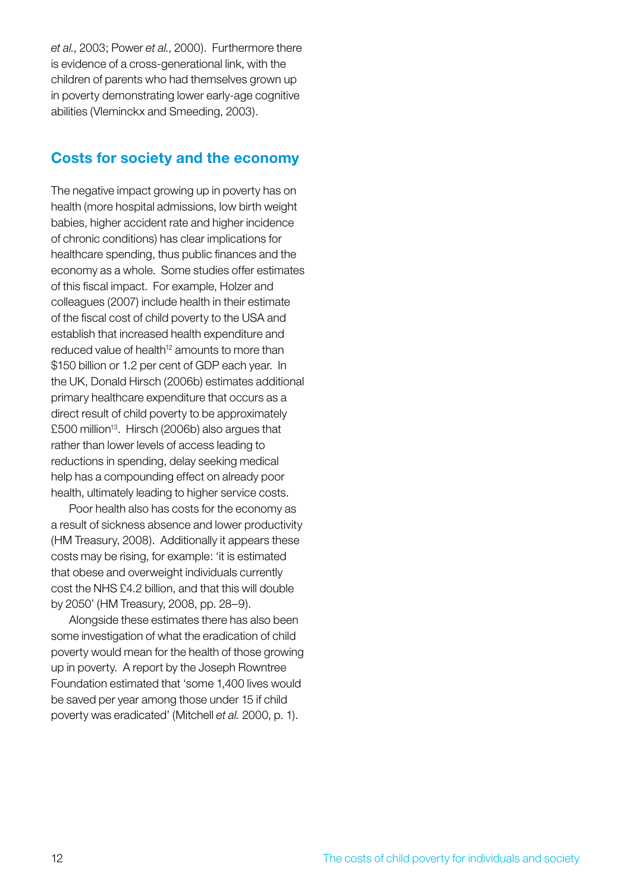*et al.*, 2003; Power *et al.*, 2000). Furthermore there is evidence of a cross-generational link, with the children of parents who had themselves grown up in poverty demonstrating lower early-age cognitive abilities (Vleminckx and Smeeding, 2003).

## Costs for society and the economy

The negative impact growing up in poverty has on health (more hospital admissions, low birth weight babies, higher accident rate and higher incidence of chronic conditions) has clear implications for healthcare spending, thus public finances and the economy as a whole. Some studies offer estimates of this fiscal impact. For example, Holzer and colleagues (2007) include health in their estimate of the fiscal cost of child poverty to the USA and establish that increased health expenditure and reduced value of health[12] amounts to more than $150 billion or 1.2 per cent of GDP each year. In the UK, Donald Hirsch (2006b) estimates additional primary healthcare expenditure that occurs as a direct result of child poverty to be approximately £500 million[13]. Hirsch (2006b) also argues that rather than lower levels of access leading to reductions in spending, delay seeking medical help has a compounding effect on already poor health, ultimately leading to higher service costs.

Poor health also has costs for the economy as a result of sickness absence and lower productivity (HM Treasury, 2008). Additionally it appears these costs may be rising, for example: 'it is estimated that obese and overweight individuals currently cost the NHS £4.2 billion, and that this will double by 2050' (HM Treasury, 2008, pp. 28–9).

Alongside these estimates there has also been some investigation of what the eradication of child poverty would mean for the health of those growing up in poverty. A report by the Joseph Rowntree Foundation estimated that 'some 1,400 lives would be saved per year among those under 15 if child poverty was eradicated' (Mitchell *et al.* 2000, p. 1).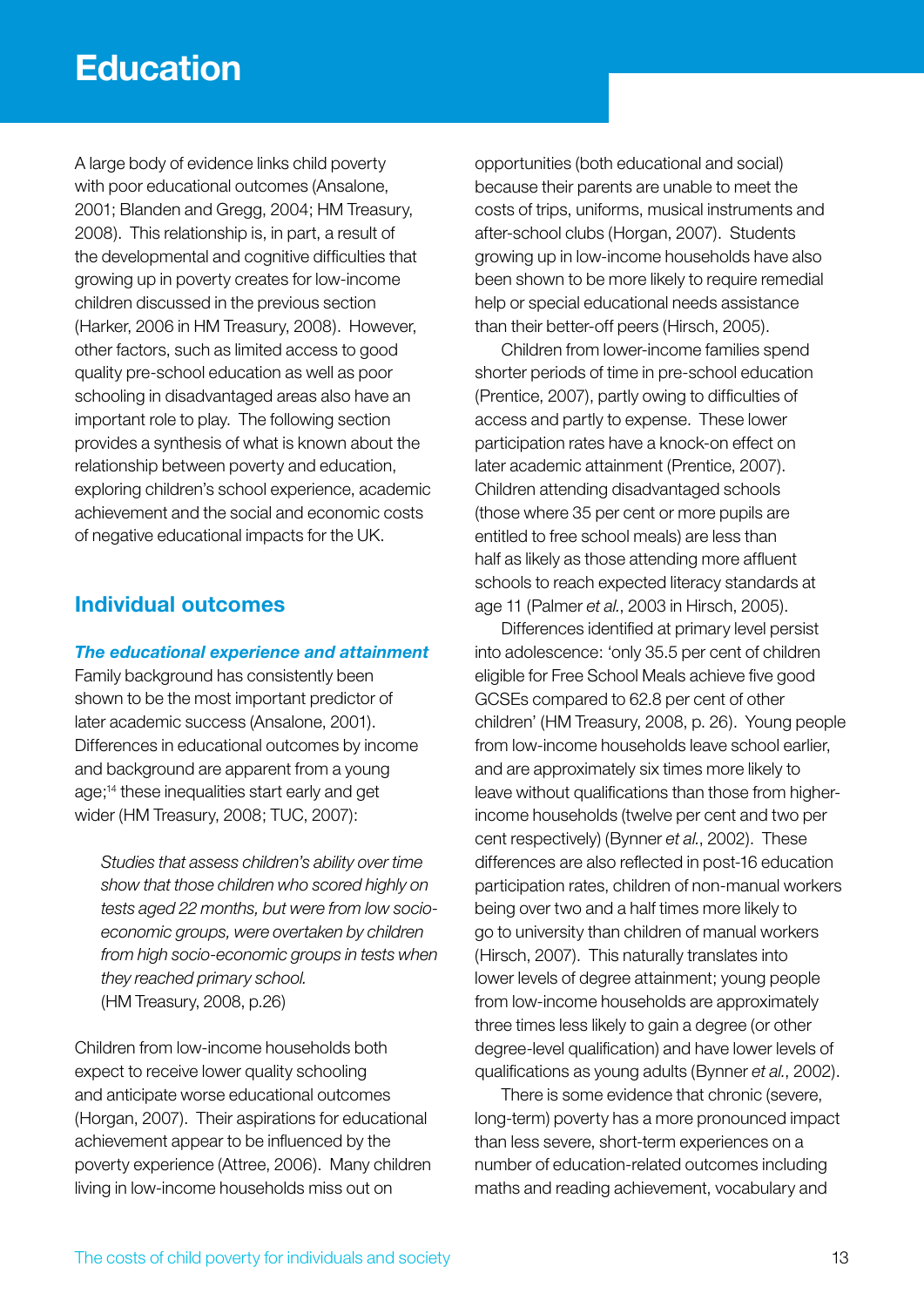# Education

A large body of evidence links child poverty with poor educational outcomes (Ansalone, 2001; Blanden and Gregg, 2004; HM Treasury, 2008). This relationship is, in part, a result of the developmental and cognitive difficulties that growing up in poverty creates for low-income children discussed in the previous section (Harker, 2006 in HM Treasury, 2008). However, other factors, such as limited access to good quality pre-school education as well as poor schooling in disadvantaged areas also have an important role to play. The following section provides a synthesis of what is known about the relationship between poverty and education, exploring children's school experience, academic achievement and the social and economic costs of negative educational impacts for the UK.

## Individual outcomes

### *The educational experience and attainment*

Family background has consistently been shown to be the most important predictor of later academic success (Ansalone, 2001). Differences in educational outcomes by income and background are apparent from a young age;[14] these inequalities start early and get wider (HM Treasury, 2008; TUC, 2007):

> *Studies that assess children's ability over time show that those children who scored highly on tests aged 22 months, but were from low socio-economic groups, were overtaken by children from high socio-economic groups in tests when they reached primary school.*
> (HM Treasury, 2008, p.26)

Children from low-income households both expect to receive lower quality schooling and anticipate worse educational outcomes (Horgan, 2007). Their aspirations for educational achievement appear to be influenced by the poverty experience (Attree, 2006). Many children living in low-income households miss out on opportunities (both educational and social) because their parents are unable to meet the costs of trips, uniforms, musical instruments and after-school clubs (Horgan, 2007). Students growing up in low-income households have also been shown to be more likely to require remedial help or special educational needs assistance than their better-off peers (Hirsch, 2005).

Children from lower-income families spend shorter periods of time in pre-school education (Prentice, 2007), partly owing to difficulties of access and partly to expense. These lower participation rates have a knock-on effect on later academic attainment (Prentice, 2007). Children attending disadvantaged schools (those where 35 per cent or more pupils are entitled to free school meals) are less than half as likely as those attending more affluent schools to reach expected literacy standards at age 11 (Palmer *et al.*, 2003 in Hirsch, 2005).

Differences identified at primary level persist into adolescence: 'only 35.5 per cent of children eligible for Free School Meals achieve five good GCSEs compared to 62.8 per cent of other children' (HM Treasury, 2008, p. 26). Young people from low-income households leave school earlier, and are approximately six times more likely to leave without qualifications than those from higher-income households (twelve per cent and two per cent respectively) (Bynner *et al.*, 2002). These differences are also reflected in post-16 education participation rates, children of non-manual workers being over two and a half times more likely to go to university than children of manual workers (Hirsch, 2007). This naturally translates into lower levels of degree attainment; young people from low-income households are approximately three times less likely to gain a degree (or other degree-level qualification) and have lower levels of qualifications as young adults (Bynner *et al.*, 2002).

There is some evidence that chronic (severe, long-term) poverty has a more pronounced impact than less severe, short-term experiences on a number of education-related outcomes including maths and reading achievement, vocabulary and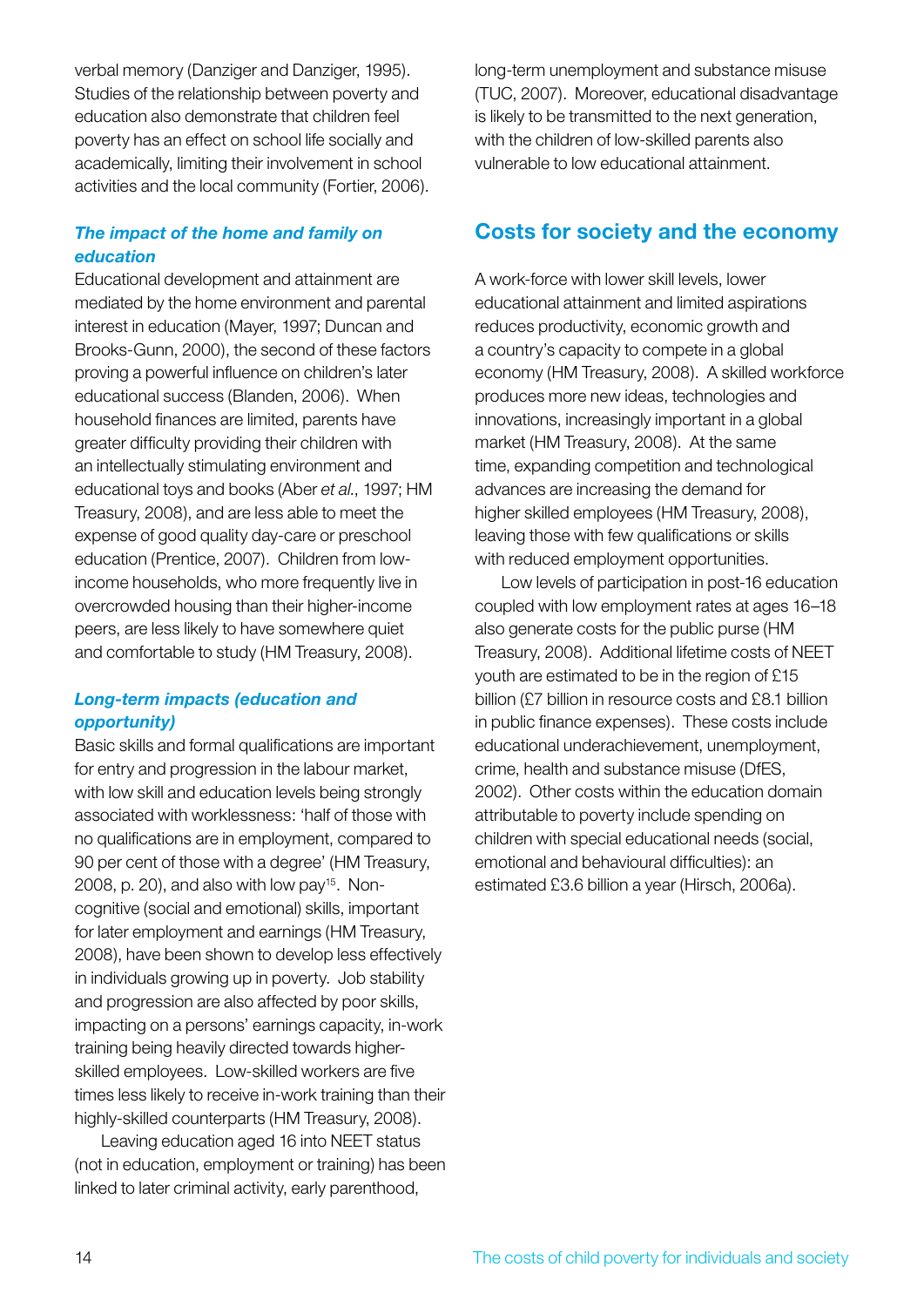verbal memory (Danziger and Danziger, 1995). Studies of the relationship between poverty and education also demonstrate that children feel poverty has an effect on school life socially and academically, limiting their involvement in school activities and the local community (Fortier, 2006).

### *The impact of the home and family on education*

Educational development and attainment are mediated by the home environment and parental interest in education (Mayer, 1997; Duncan and Brooks-Gunn, 2000), the second of these factors proving a powerful influence on children's later educational success (Blanden, 2006). When household finances are limited, parents have greater difficulty providing their children with an intellectually stimulating environment and educational toys and books (Aber *et al.*, 1997; HM Treasury, 2008), and are less able to meet the expense of good quality day-care or preschool education (Prentice, 2007). Children from low-income households, who more frequently live in overcrowded housing than their higher-income peers, are less likely to have somewhere quiet and comfortable to study (HM Treasury, 2008).

### *Long-term impacts (education and opportunity)*

Basic skills and formal qualifications are important for entry and progression in the labour market, with low skill and education levels being strongly associated with worklessness: 'half of those with no qualifications are in employment, compared to 90 per cent of those with a degree' (HM Treasury, 2008, p. 20), and also with low pay[15]. Non-cognitive (social and emotional) skills, important for later employment and earnings (HM Treasury, 2008), have been shown to develop less effectively in individuals growing up in poverty. Job stability and progression are also affected by poor skills, impacting on a persons' earnings capacity, in-work training being heavily directed towards higher-skilled employees. Low-skilled workers are five times less likely to receive in-work training than their highly-skilled counterparts (HM Treasury, 2008).

Leaving education aged 16 into NEET status (not in education, employment or training) has been linked to later criminal activity, early parenthood, long-term unemployment and substance misuse (TUC, 2007). Moreover, educational disadvantage is likely to be transmitted to the next generation, with the children of low-skilled parents also vulnerable to low educational attainment.

## Costs for society and the economy

A work-force with lower skill levels, lower educational attainment and limited aspirations reduces productivity, economic growth and a country's capacity to compete in a global economy (HM Treasury, 2008). A skilled workforce produces more new ideas, technologies and innovations, increasingly important in a global market (HM Treasury, 2008). At the same time, expanding competition and technological advances are increasing the demand for higher skilled employees (HM Treasury, 2008), leaving those with few qualifications or skills with reduced employment opportunities.

Low levels of participation in post-16 education coupled with low employment rates at ages 16–18 also generate costs for the public purse (HM Treasury, 2008). Additional lifetime costs of NEET youth are estimated to be in the region of £15 billion (£7 billion in resource costs and £8.1 billion in public finance expenses). These costs include educational underachievement, unemployment, crime, health and substance misuse (DfES, 2002). Other costs within the education domain attributable to poverty include spending on children with special educational needs (social, emotional and behavioural difficulties): an estimated £3.6 billion a year (Hirsch, 2006a).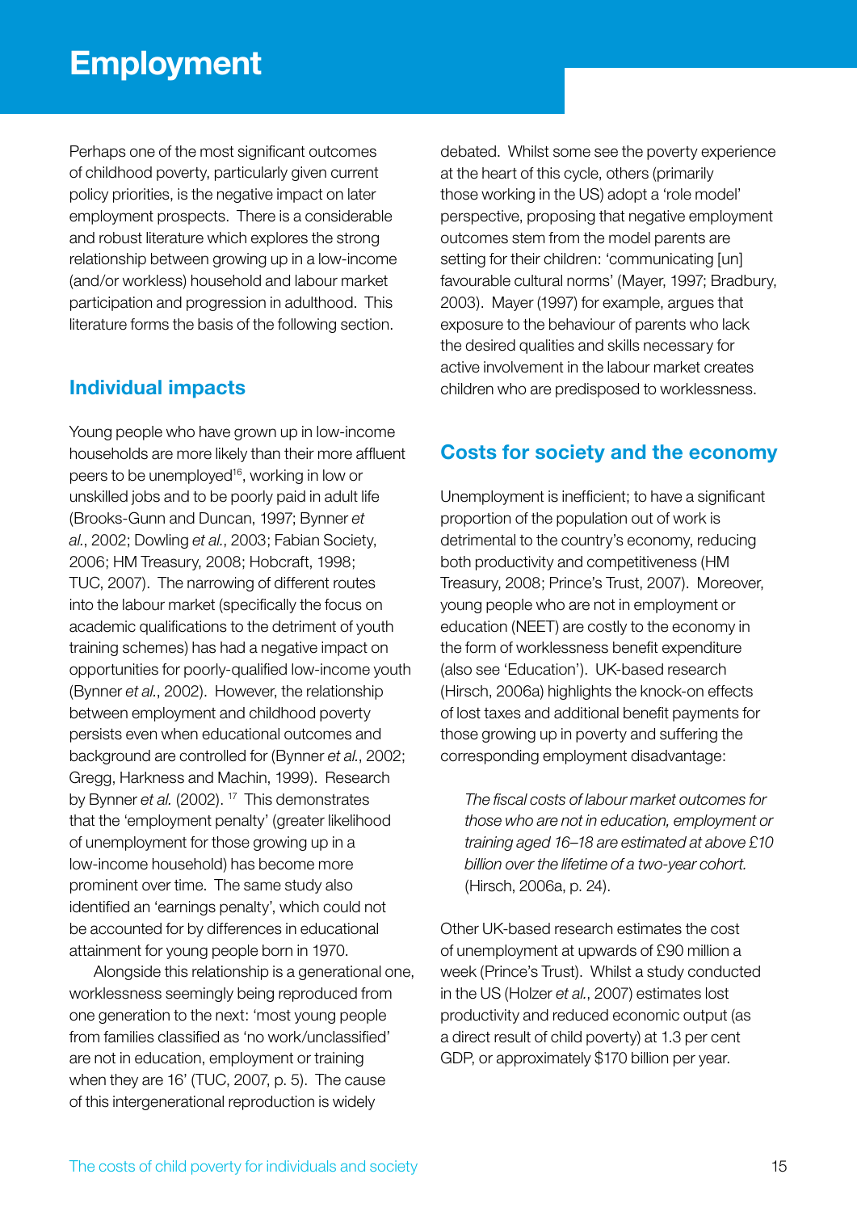# Employment

Perhaps one of the most significant outcomes of childhood poverty, particularly given current policy priorities, is the negative impact on later employment prospects. There is a considerable and robust literature which explores the strong relationship between growing up in a low-income (and/or workless) household and labour market participation and progression in adulthood. This literature forms the basis of the following section.

## Individual impacts

Young people who have grown up in low-income households are more likely than their more affluent peers to be unemployed[16], working in low or unskilled jobs and to be poorly paid in adult life (Brooks-Gunn and Duncan, 1997; Bynner *et al.*, 2002; Dowling *et al.*, 2003; Fabian Society, 2006; HM Treasury, 2008; Hobcraft, 1998; TUC, 2007). The narrowing of different routes into the labour market (specifically the focus on academic qualifications to the detriment of youth training schemes) has had a negative impact on opportunities for poorly-qualified low-income youth (Bynner *et al.*, 2002). However, the relationship between employment and childhood poverty persists even when educational outcomes and background are controlled for (Bynner *et al.*, 2002; Gregg, Harkness and Machin, 1999). Research by Bynner *et al.* (2002). [17] This demonstrates that the 'employment penalty' (greater likelihood of unemployment for those growing up in a low-income household) has become more prominent over time. The same study also identified an 'earnings penalty', which could not be accounted for by differences in educational attainment for young people born in 1970.

Alongside this relationship is a generational one, worklessness seemingly being reproduced from one generation to the next: 'most young people from families classified as 'no work/unclassified' are not in education, employment or training when they are 16' (TUC, 2007, p. 5). The cause of this intergenerational reproduction is widely debated. Whilst some see the poverty experience at the heart of this cycle, others (primarily those working in the US) adopt a 'role model' perspective, proposing that negative employment outcomes stem from the model parents are setting for their children: 'communicating [un] favourable cultural norms' (Mayer, 1997; Bradbury, 2003). Mayer (1997) for example, argues that exposure to the behaviour of parents who lack the desired qualities and skills necessary for active involvement in the labour market creates children who are predisposed to worklessness.

## Costs for society and the economy

Unemployment is inefficient; to have a significant proportion of the population out of work is detrimental to the country's economy, reducing both productivity and competitiveness (HM Treasury, 2008; Prince's Trust, 2007). Moreover, young people who are not in employment or education (NEET) are costly to the economy in the form of worklessness benefit expenditure (also see 'Education'). UK-based research (Hirsch, 2006a) highlights the knock-on effects of lost taxes and additional benefit payments for those growing up in poverty and suffering the corresponding employment disadvantage:

> *The fiscal costs of labour market outcomes for those who are not in education, employment or training aged 16–18 are estimated at above £10 billion over the lifetime of a two-year cohort.* (Hirsch, 2006a, p. 24).

Other UK-based research estimates the cost of unemployment at upwards of £90 million a week (Prince's Trust). Whilst a study conducted in the US (Holzer *et al.*, 2007) estimates lost productivity and reduced economic output (as a direct result of child poverty) at 1.3 per cent GDP, or approximately $170 billion per year.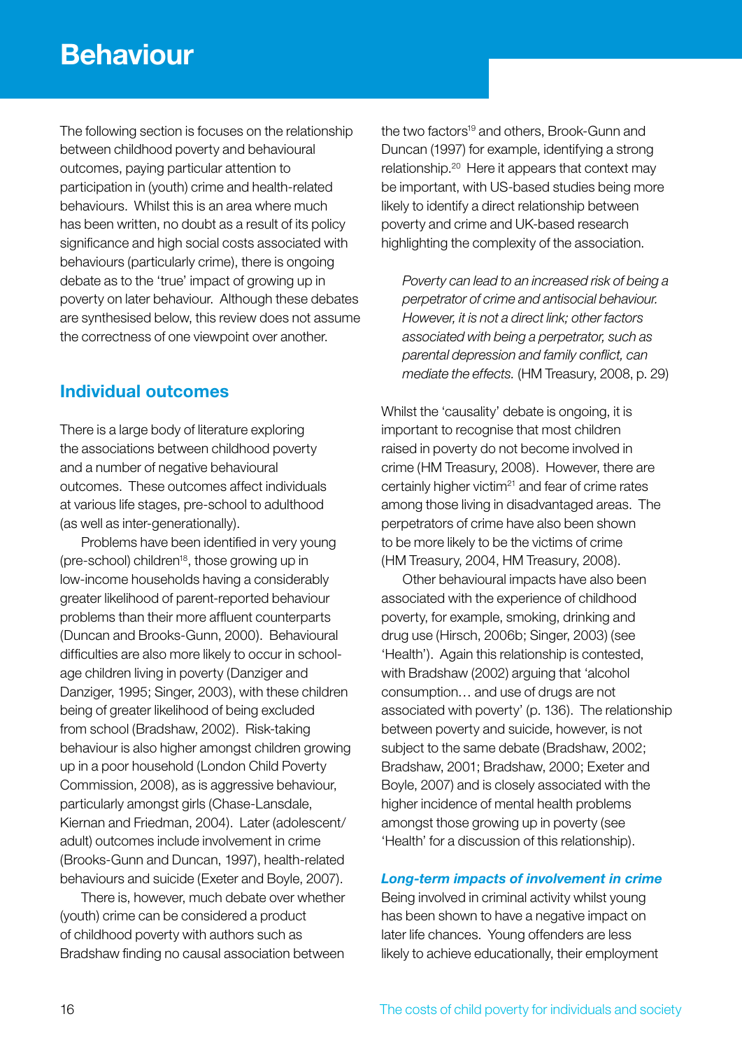# Behaviour

The following section is focuses on the relationship between childhood poverty and behavioural outcomes, paying particular attention to participation in (youth) crime and health-related behaviours. Whilst this is an area where much has been written, no doubt as a result of its policy significance and high social costs associated with behaviours (particularly crime), there is ongoing debate as to the 'true' impact of growing up in poverty on later behaviour. Although these debates are synthesised below, this review does not assume the correctness of one viewpoint over another.

## Individual outcomes

There is a large body of literature exploring the associations between childhood poverty and a number of negative behavioural outcomes. These outcomes affect individuals at various life stages, pre-school to adulthood (as well as inter-generationally).

Problems have been identified in very young (pre-school) children[18], those growing up in low-income households having a considerably greater likelihood of parent-reported behaviour problems than their more affluent counterparts (Duncan and Brooks-Gunn, 2000). Behavioural difficulties are also more likely to occur in school-age children living in poverty (Danziger and Danziger, 1995; Singer, 2003), with these children being of greater likelihood of being excluded from school (Bradshaw, 2002). Risk-taking behaviour is also higher amongst children growing up in a poor household (London Child Poverty Commission, 2008), as is aggressive behaviour, particularly amongst girls (Chase-Lansdale, Kiernan and Friedman, 2004). Later (adolescent/adult) outcomes include involvement in crime (Brooks-Gunn and Duncan, 1997), health-related behaviours and suicide (Exeter and Boyle, 2007).

There is, however, much debate over whether (youth) crime can be considered a product of childhood poverty with authors such as Bradshaw finding no causal association between the two factors[19] and others, Brook-Gunn and Duncan (1997) for example, identifying a strong relationship.[20] Here it appears that context may be important, with US-based studies being more likely to identify a direct relationship between poverty and crime and UK-based research highlighting the complexity of the association.

> *Poverty can lead to an increased risk of being a perpetrator of crime and antisocial behaviour. However, it is not a direct link; other factors associated with being a perpetrator, such as parental depression and family conflict, can mediate the effects.* (HM Treasury, 2008, p. 29)

Whilst the 'causality' debate is ongoing, it is important to recognise that most children raised in poverty do not become involved in crime (HM Treasury, 2008). However, there are certainly higher victim[21] and fear of crime rates among those living in disadvantaged areas. The perpetrators of crime have also been shown to be more likely to be the victims of crime (HM Treasury, 2004, HM Treasury, 2008).

Other behavioural impacts have also been associated with the experience of childhood poverty, for example, smoking, drinking and drug use (Hirsch, 2006b; Singer, 2003) (see 'Health'). Again this relationship is contested, with Bradshaw (2002) arguing that 'alcohol consumption… and use of drugs are not associated with poverty' (p. 136). The relationship between poverty and suicide, however, is not subject to the same debate (Bradshaw, 2002; Bradshaw, 2001; Bradshaw, 2000; Exeter and Boyle, 2007) and is closely associated with the higher incidence of mental health problems amongst those growing up in poverty (see 'Health' for a discussion of this relationship).

### *Long-term impacts of involvement in crime*

Being involved in criminal activity whilst young has been shown to have a negative impact on later life chances. Young offenders are less likely to achieve educationally, their employment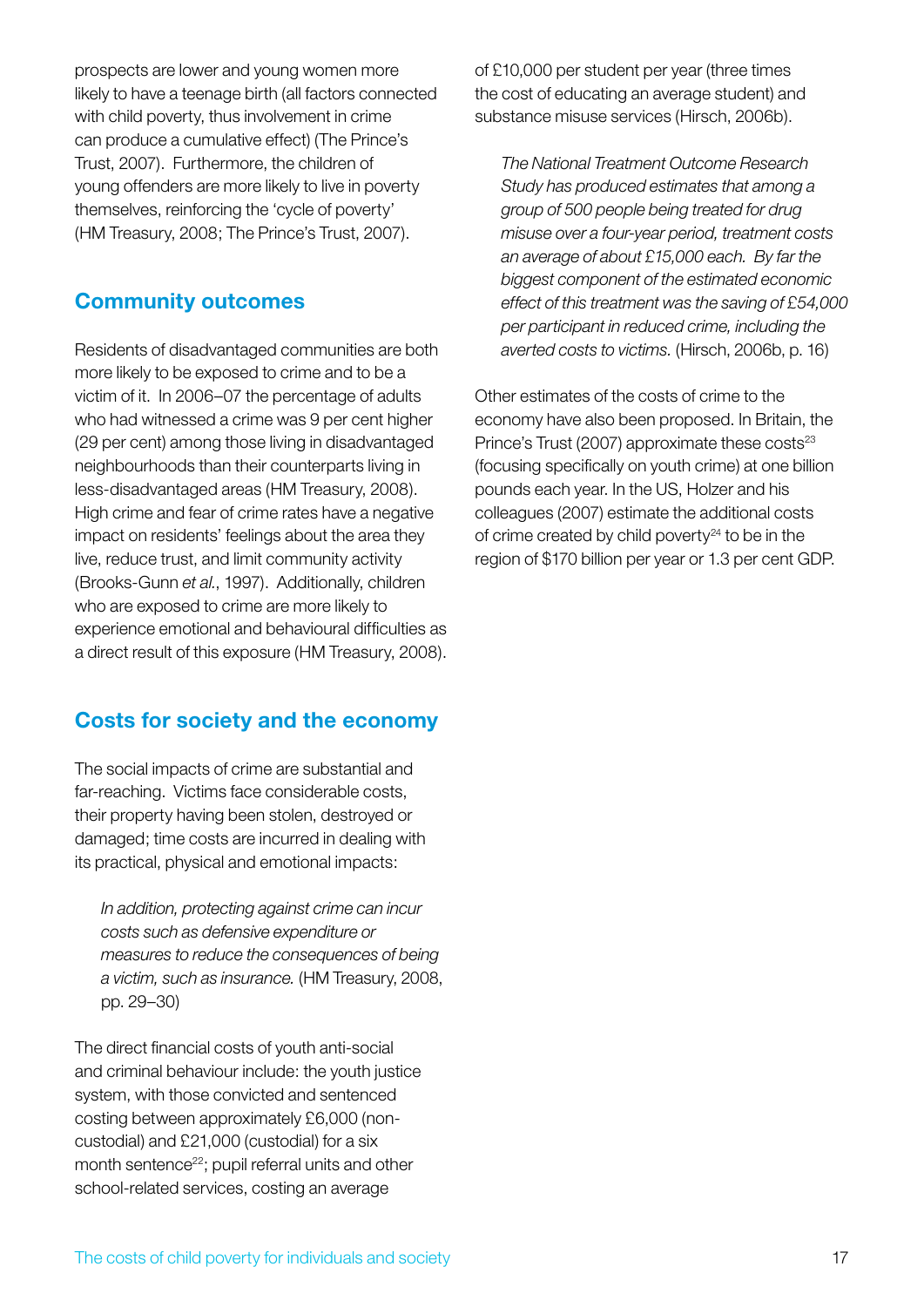prospects are lower and young women more likely to have a teenage birth (all factors connected with child poverty, thus involvement in crime can produce a cumulative effect) (The Prince's Trust, 2007). Furthermore, the children of young offenders are more likely to live in poverty themselves, reinforcing the 'cycle of poverty' (HM Treasury, 2008; The Prince's Trust, 2007).

## Community outcomes

Residents of disadvantaged communities are both more likely to be exposed to crime and to be a victim of it. In 2006–07 the percentage of adults who had witnessed a crime was 9 per cent higher (29 per cent) among those living in disadvantaged neighbourhoods than their counterparts living in less-disadvantaged areas (HM Treasury, 2008). High crime and fear of crime rates have a negative impact on residents' feelings about the area they live, reduce trust, and limit community activity (Brooks-Gunn *et al.*, 1997). Additionally, children who are exposed to crime are more likely to experience emotional and behavioural difficulties as a direct result of this exposure (HM Treasury, 2008).

## Costs for society and the economy

The social impacts of crime are substantial and far-reaching. Victims face considerable costs, their property having been stolen, destroyed or damaged; time costs are incurred in dealing with its practical, physical and emotional impacts:

> *In addition, protecting against crime can incur costs such as defensive expenditure or measures to reduce the consequences of being a victim, such as insurance.* (HM Treasury, 2008, pp. 29–30)

The direct financial costs of youth anti-social and criminal behaviour include: the youth justice system, with those convicted and sentenced costing between approximately £6,000 (non-custodial) and £21,000 (custodial) for a six month sentence[22]; pupil referral units and other school-related services, costing an average of £10,000 per student per year (three times the cost of educating an average student) and substance misuse services (Hirsch, 2006b).

> *The National Treatment Outcome Research Study has produced estimates that among a group of 500 people being treated for drug misuse over a four-year period, treatment costs an average of about £15,000 each. By far the biggest component of the estimated economic effect of this treatment was the saving of £54,000 per participant in reduced crime, including the averted costs to victims.* (Hirsch, 2006b, p. 16)

Other estimates of the costs of crime to the economy have also been proposed. In Britain, the Prince's Trust (2007) approximate these costs[23] (focusing specifically on youth crime) at one billion pounds each year. In the US, Holzer and his colleagues (2007) estimate the additional costs of crime created by child poverty[24] to be in the region of $170 billion per year or 1.3 per cent GDP.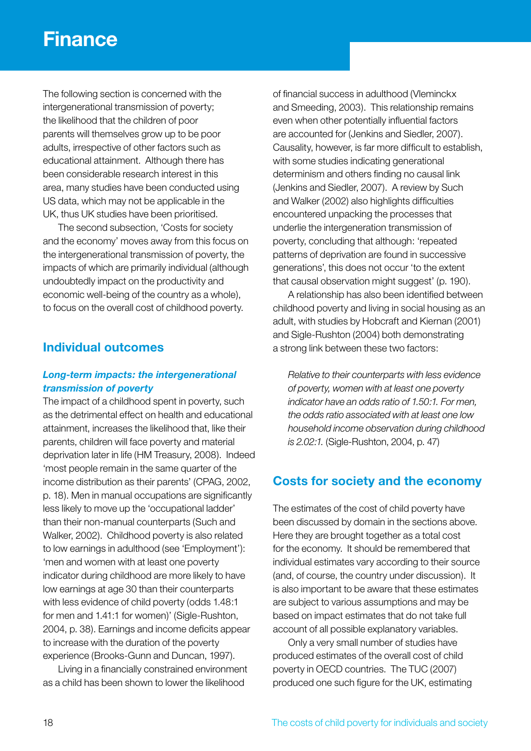# Finance

The following section is concerned with the intergenerational transmission of poverty; the likelihood that the children of poor parents will themselves grow up to be poor adults, irrespective of other factors such as educational attainment. Although there has been considerable research interest in this area, many studies have been conducted using US data, which may not be applicable in the UK, thus UK studies have been prioritised.

The second subsection, 'Costs for society and the economy' moves away from this focus on the intergenerational transmission of poverty, the impacts of which are primarily individual (although undoubtedly impact on the productivity and economic well-being of the country as a whole), to focus on the overall cost of childhood poverty.

## Individual outcomes

### *Long-term impacts: the intergenerational transmission of poverty*

The impact of a childhood spent in poverty, such as the detrimental effect on health and educational attainment, increases the likelihood that, like their parents, children will face poverty and material deprivation later in life (HM Treasury, 2008). Indeed 'most people remain in the same quarter of the income distribution as their parents' (CPAG, 2002, p. 18). Men in manual occupations are significantly less likely to move up the 'occupational ladder' than their non-manual counterparts (Such and Walker, 2002). Childhood poverty is also related to low earnings in adulthood (see 'Employment'): 'men and women with at least one poverty indicator during childhood are more likely to have low earnings at age 30 than their counterparts with less evidence of child poverty (odds 1.48:1 for men and 1.41:1 for women)' (Sigle-Rushton, 2004, p. 38). Earnings and income deficits appear to increase with the duration of the poverty experience (Brooks-Gunn and Duncan, 1997).

Living in a financially constrained environment as a child has been shown to lower the likelihood of financial success in adulthood (Vleminckx and Smeeding, 2003). This relationship remains even when other potentially influential factors are accounted for (Jenkins and Siedler, 2007). Causality, however, is far more difficult to establish, with some studies indicating generational determinism and others finding no causal link (Jenkins and Siedler, 2007). A review by Such and Walker (2002) also highlights difficulties encountered unpacking the processes that underlie the intergeneration transmission of poverty, concluding that although: 'repeated patterns of deprivation are found in successive generations', this does not occur 'to the extent that causal observation might suggest' (p. 190).

A relationship has also been identified between childhood poverty and living in social housing as an adult, with studies by Hobcraft and Kiernan (2001) and Sigle-Rushton (2004) both demonstrating a strong link between these two factors:

> *Relative to their counterparts with less evidence of poverty, women with at least one poverty indicator have an odds ratio of 1.50:1. For men, the odds ratio associated with at least one low household income observation during childhood is 2.02:1.* (Sigle-Rushton, 2004, p. 47)

## Costs for society and the economy

The estimates of the cost of child poverty have been discussed by domain in the sections above. Here they are brought together as a total cost for the economy. It should be remembered that individual estimates vary according to their source (and, of course, the country under discussion). It is also important to be aware that these estimates are subject to various assumptions and may be based on impact estimates that do not take full account of all possible explanatory variables.

Only a very small number of studies have produced estimates of the overall cost of child poverty in OECD countries. The TUC (2007) produced one such figure for the UK, estimating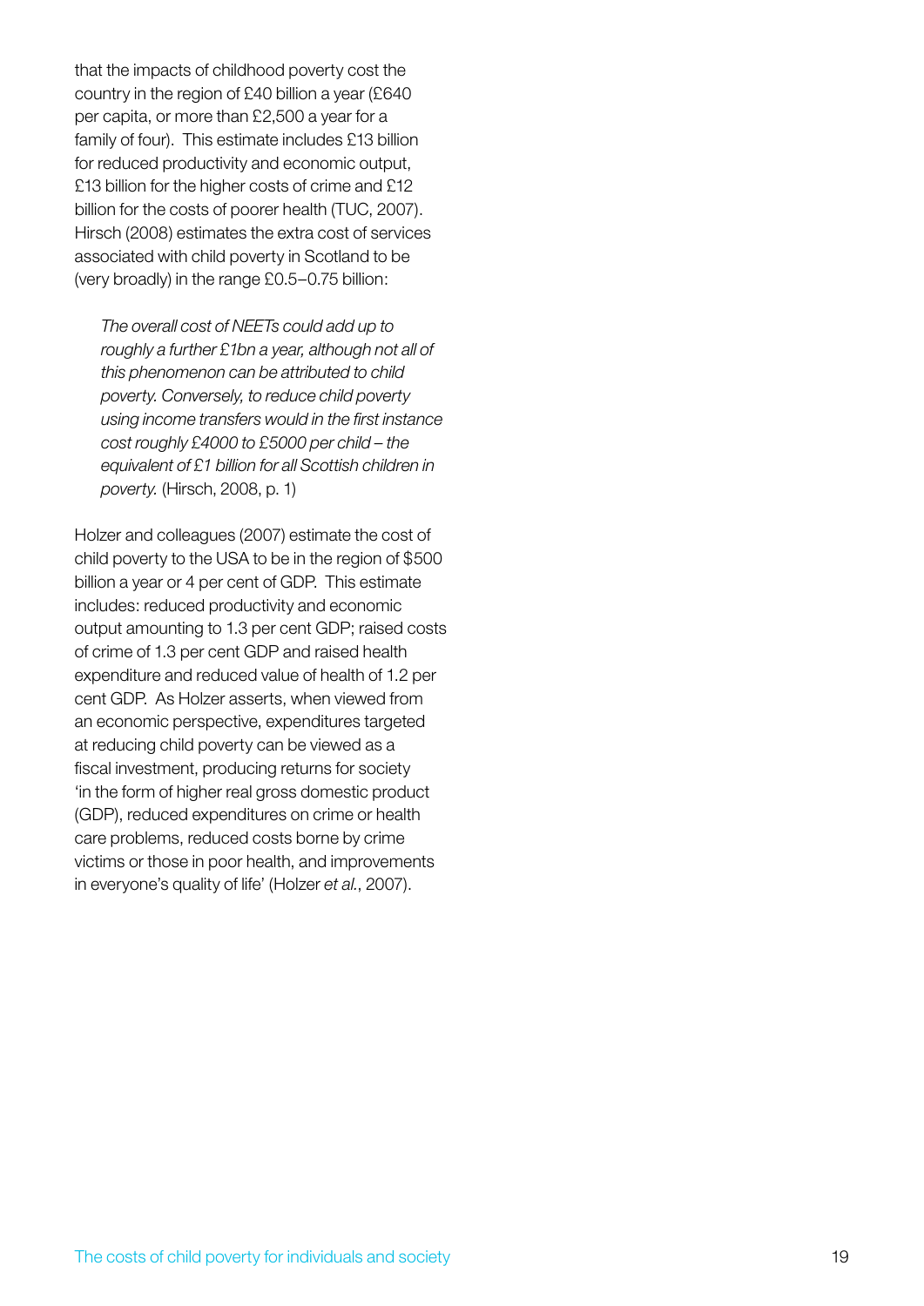that the impacts of childhood poverty cost the country in the region of £40 billion a year (£640 per capita, or more than £2,500 a year for a family of four). This estimate includes £13 billion for reduced productivity and economic output, £13 billion for the higher costs of crime and £12 billion for the costs of poorer health (TUC, 2007). Hirsch (2008) estimates the extra cost of services associated with child poverty in Scotland to be (very broadly) in the range £0.5–0.75 billion:

> *The overall cost of NEETs could add up to roughly a further £1bn a year, although not all of this phenomenon can be attributed to child poverty. Conversely, to reduce child poverty using income transfers would in the first instance cost roughly £4000 to £5000 per child – the equivalent of £1 billion for all Scottish children in poverty.* (Hirsch, 2008, p. 1)

Holzer and colleagues (2007) estimate the cost of child poverty to the USA to be in the region of $500 billion a year or 4 per cent of GDP. This estimate includes: reduced productivity and economic output amounting to 1.3 per cent GDP; raised costs of crime of 1.3 per cent GDP and raised health expenditure and reduced value of health of 1.2 per cent GDP. As Holzer asserts, when viewed from an economic perspective, expenditures targeted at reducing child poverty can be viewed as a fiscal investment, producing returns for society 'in the form of higher real gross domestic product (GDP), reduced expenditures on crime or health care problems, reduced costs borne by crime victims or those in poor health, and improvements in everyone's quality of life' (Holzer *et al.*, 2007).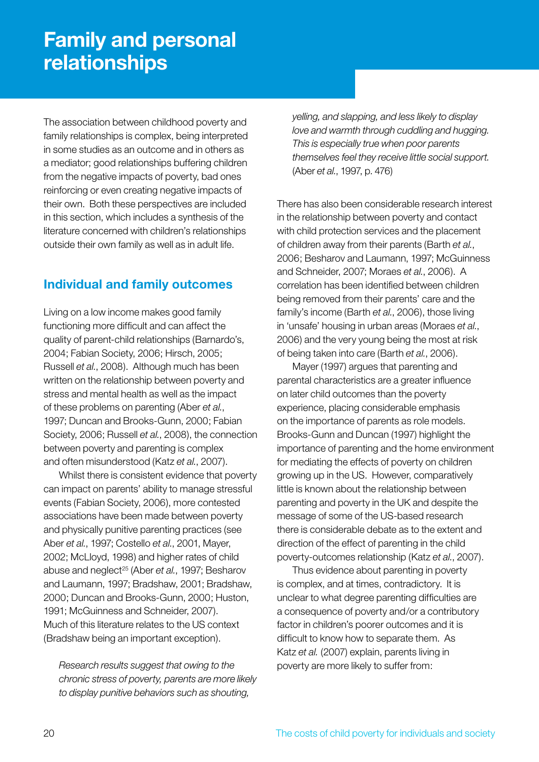# Family and personal relationships

The association between childhood poverty and family relationships is complex, being interpreted in some studies as an outcome and in others as a mediator; good relationships buffering children from the negative impacts of poverty, bad ones reinforcing or even creating negative impacts of their own. Both these perspectives are included in this section, which includes a synthesis of the literature concerned with children's relationships outside their own family as well as in adult life.

## Individual and family outcomes

Living on a low income makes good family functioning more difficult and can affect the quality of parent-child relationships (Barnardo's, 2004; Fabian Society, 2006; Hirsch, 2005; Russell *et al.*, 2008). Although much has been written on the relationship between poverty and stress and mental health as well as the impact of these problems on parenting (Aber *et al.*, 1997; Duncan and Brooks-Gunn, 2000; Fabian Society, 2006; Russell *et al.*, 2008), the connection between poverty and parenting is complex and often misunderstood (Katz *et al.*, 2007).

Whilst there is consistent evidence that poverty can impact on parents' ability to manage stressful events (Fabian Society, 2006), more contested associations have been made between poverty and physically punitive parenting practices (see Aber *et al.*, 1997; Costello *et al.*, 2001, Mayer, 2002; McLloyd, 1998) and higher rates of child abuse and neglect[25] (Aber *et al.*, 1997; Besharov and Laumann, 1997; Bradshaw, 2001; Bradshaw, 2000; Duncan and Brooks-Gunn, 2000; Huston, 1991; McGuinness and Schneider, 2007). Much of this literature relates to the US context (Bradshaw being an important exception).

> *Research results suggest that owing to the chronic stress of poverty, parents are more likely to display punitive behaviors such as shouting, yelling, and slapping, and less likely to display love and warmth through cuddling and hugging. This is especially true when poor parents themselves feel they receive little social support.* (Aber *et al.*, 1997, p. 476)

There has also been considerable research interest in the relationship between poverty and contact with child protection services and the placement of children away from their parents (Barth *et al.*, 2006; Besharov and Laumann, 1997; McGuinness and Schneider, 2007; Moraes *et al.*, 2006). A correlation has been identified between children being removed from their parents' care and the family's income (Barth *et al.*, 2006), those living in 'unsafe' housing in urban areas (Moraes *et al.*, 2006) and the very young being the most at risk of being taken into care (Barth *et al.*, 2006).

Mayer (1997) argues that parenting and parental characteristics are a greater influence on later child outcomes than the poverty experience, placing considerable emphasis on the importance of parents as role models. Brooks-Gunn and Duncan (1997) highlight the importance of parenting and the home environment for mediating the effects of poverty on children growing up in the US. However, comparatively little is known about the relationship between parenting and poverty in the UK and despite the message of some of the US-based research there is considerable debate as to the extent and direction of the effect of parenting in the child poverty-outcomes relationship (Katz *et al.*, 2007).

Thus evidence about parenting in poverty is complex, and at times, contradictory. It is unclear to what degree parenting difficulties are a consequence of poverty and/or a contributory factor in children's poorer outcomes and it is difficult to know how to separate them. As Katz *et al.* (2007) explain, parents living in poverty are more likely to suffer from: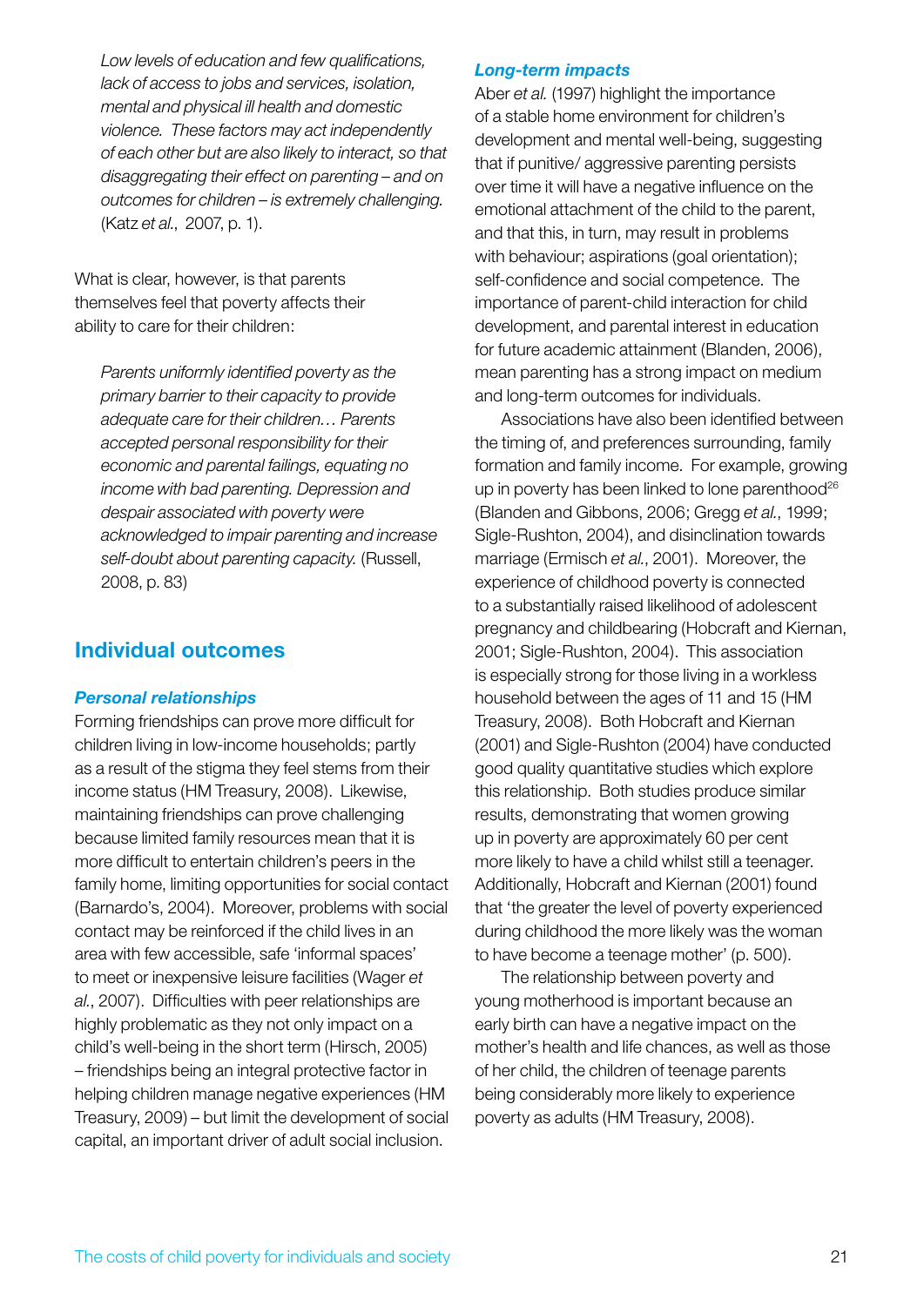*Low levels of education and few qualifications, lack of access to jobs and services, isolation, mental and physical ill health and domestic violence. These factors may act independently of each other but are also likely to interact, so that disaggregating their effect on parenting – and on outcomes for children – is extremely challenging.* (Katz *et al.*, 2007, p. 1).

What is clear, however, is that parents themselves feel that poverty affects their ability to care for their children:

> *Parents uniformly identified poverty as the primary barrier to their capacity to provide adequate care for their children… Parents accepted personal responsibility for their economic and parental failings, equating no income with bad parenting. Depression and despair associated with poverty were acknowledged to impair parenting and increase self-doubt about parenting capacity.* (Russell, 2008, p. 83)

## Individual outcomes

### *Personal relationships*

Forming friendships can prove more difficult for children living in low-income households; partly as a result of the stigma they feel stems from their income status (HM Treasury, 2008). Likewise, maintaining friendships can prove challenging because limited family resources mean that it is more difficult to entertain children's peers in the family home, limiting opportunities for social contact (Barnardo's, 2004). Moreover, problems with social contact may be reinforced if the child lives in an area with few accessible, safe 'informal spaces' to meet or inexpensive leisure facilities (Wager *et al.*, 2007). Difficulties with peer relationships are highly problematic as they not only impact on a child's well-being in the short term (Hirsch, 2005) – friendships being an integral protective factor in helping children manage negative experiences (HM Treasury, 2009) – but limit the development of social capital, an important driver of adult social inclusion.

### *Long-term impacts*

Aber *et al.* (1997) highlight the importance of a stable home environment for children's development and mental well-being, suggesting that if punitive/ aggressive parenting persists over time it will have a negative influence on the emotional attachment of the child to the parent, and that this, in turn, may result in problems with behaviour; aspirations (goal orientation); self-confidence and social competence. The importance of parent-child interaction for child development, and parental interest in education for future academic attainment (Blanden, 2006), mean parenting has a strong impact on medium and long-term outcomes for individuals.

Associations have also been identified between the timing of, and preferences surrounding, family formation and family income. For example, growing up in poverty has been linked to lone parenthood[26] (Blanden and Gibbons, 2006; Gregg *et al.*, 1999; Sigle-Rushton, 2004), and disinclination towards marriage (Ermisch *et al.*, 2001). Moreover, the experience of childhood poverty is connected to a substantially raised likelihood of adolescent pregnancy and childbearing (Hobcraft and Kiernan, 2001; Sigle-Rushton, 2004). This association is especially strong for those living in a workless household between the ages of 11 and 15 (HM Treasury, 2008). Both Hobcraft and Kiernan (2001) and Sigle-Rushton (2004) have conducted good quality quantitative studies which explore this relationship. Both studies produce similar results, demonstrating that women growing up in poverty are approximately 60 per cent more likely to have a child whilst still a teenager. Additionally, Hobcraft and Kiernan (2001) found that 'the greater the level of poverty experienced during childhood the more likely was the woman to have become a teenage mother' (p. 500).

The relationship between poverty and young motherhood is important because an early birth can have a negative impact on the mother's health and life chances, as well as those of her child, the children of teenage parents being considerably more likely to experience poverty as adults (HM Treasury, 2008).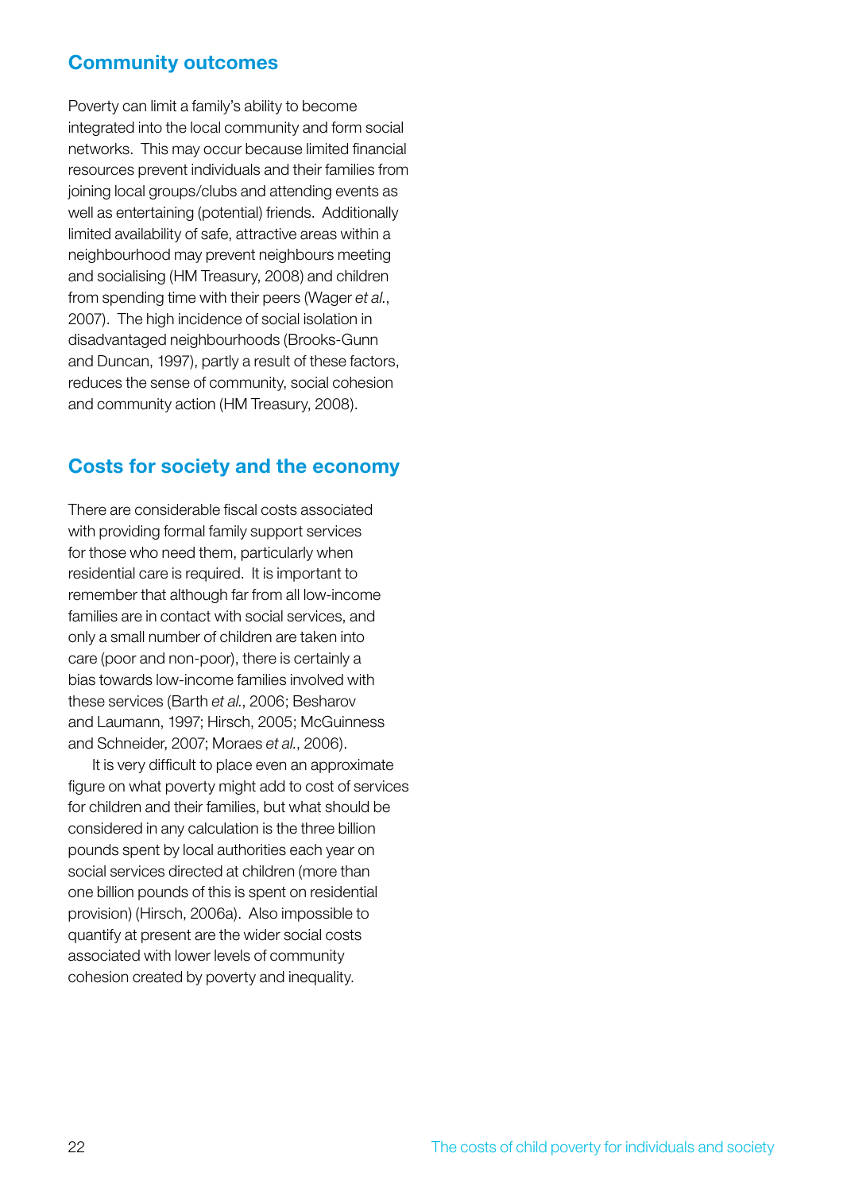## Community outcomes

Poverty can limit a family's ability to become integrated into the local community and form social networks. This may occur because limited financial resources prevent individuals and their families from joining local groups/clubs and attending events as well as entertaining (potential) friends. Additionally limited availability of safe, attractive areas within a neighbourhood may prevent neighbours meeting and socialising (HM Treasury, 2008) and children from spending time with their peers (Wager *et al.*, 2007). The high incidence of social isolation in disadvantaged neighbourhoods (Brooks-Gunn and Duncan, 1997), partly a result of these factors, reduces the sense of community, social cohesion and community action (HM Treasury, 2008).

## Costs for society and the economy

There are considerable fiscal costs associated with providing formal family support services for those who need them, particularly when residential care is required. It is important to remember that although far from all low-income families are in contact with social services, and only a small number of children are taken into care (poor and non-poor), there is certainly a bias towards low-income families involved with these services (Barth *et al.*, 2006; Besharov and Laumann, 1997; Hirsch, 2005; McGuinness and Schneider, 2007; Moraes *et al.*, 2006).

It is very difficult to place even an approximate figure on what poverty might add to cost of services for children and their families, but what should be considered in any calculation is the three billion pounds spent by local authorities each year on social services directed at children (more than one billion pounds of this is spent on residential provision) (Hirsch, 2006a). Also impossible to quantify at present are the wider social costs associated with lower levels of community cohesion created by poverty and inequality.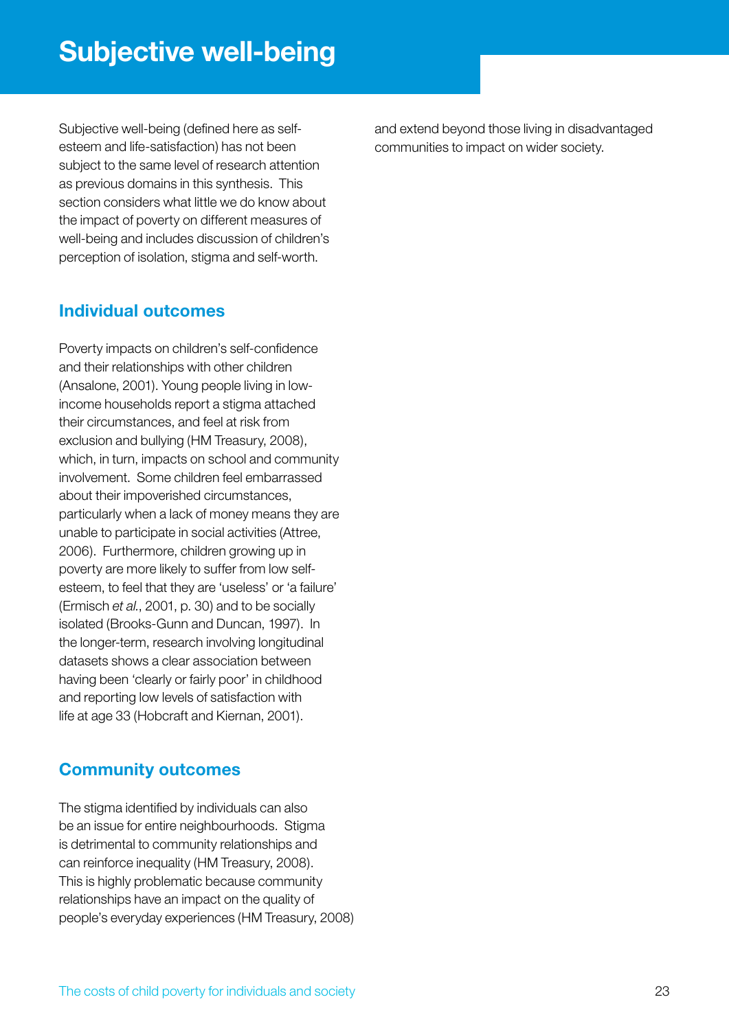# Subjective well-being

Subjective well-being (defined here as self-esteem and life-satisfaction) has not been subject to the same level of research attention as previous domains in this synthesis. This section considers what little we do know about the impact of poverty on different measures of well-being and includes discussion of children's perception of isolation, stigma and self-worth.

## Individual outcomes

Poverty impacts on children's self-confidence and their relationships with other children (Ansalone, 2001). Young people living in low-income households report a stigma attached their circumstances, and feel at risk from exclusion and bullying (HM Treasury, 2008), which, in turn, impacts on school and community involvement. Some children feel embarrassed about their impoverished circumstances, particularly when a lack of money means they are unable to participate in social activities (Attree, 2006). Furthermore, children growing up in poverty are more likely to suffer from low self-esteem, to feel that they are 'useless' or 'a failure' (Ermisch *et al.*, 2001, p. 30) and to be socially isolated (Brooks-Gunn and Duncan, 1997). In the longer-term, research involving longitudinal datasets shows a clear association between having been 'clearly or fairly poor' in childhood and reporting low levels of satisfaction with life at age 33 (Hobcraft and Kiernan, 2001).

## Community outcomes

The stigma identified by individuals can also be an issue for entire neighbourhoods. Stigma is detrimental to community relationships and can reinforce inequality (HM Treasury, 2008). This is highly problematic because community relationships have an impact on the quality of people's everyday experiences (HM Treasury, 2008) and extend beyond those living in disadvantaged communities to impact on wider society.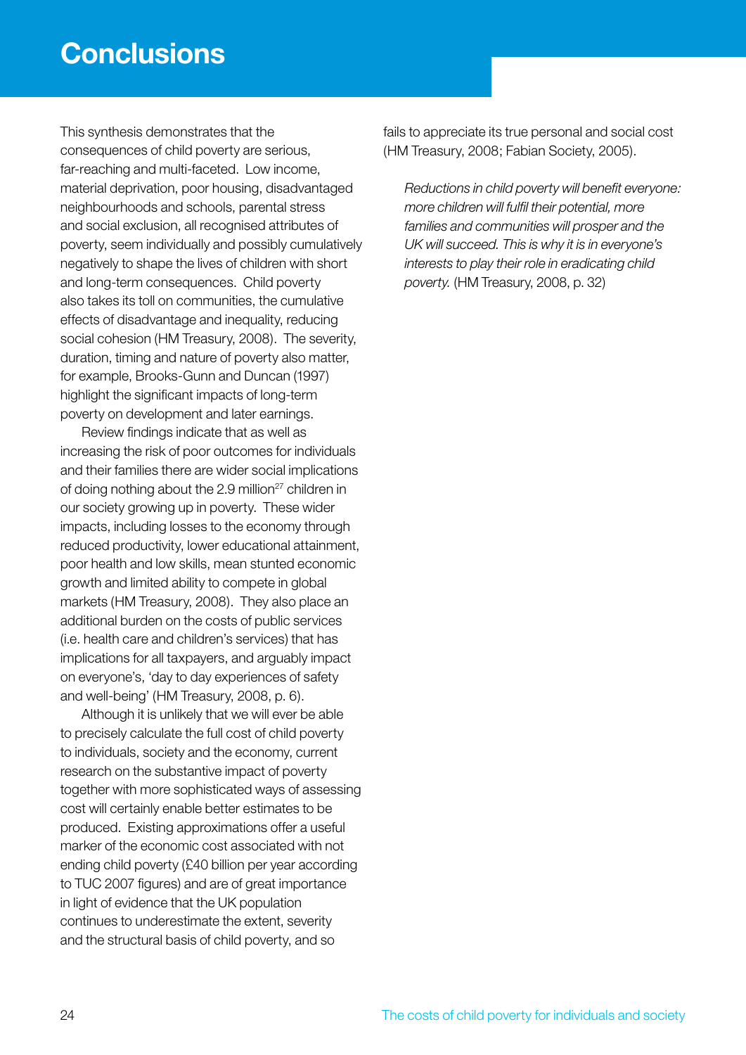# Conclusions

This synthesis demonstrates that the consequences of child poverty are serious, far-reaching and multi-faceted. Low income, material deprivation, poor housing, disadvantaged neighbourhoods and schools, parental stress and social exclusion, all recognised attributes of poverty, seem individually and possibly cumulatively negatively to shape the lives of children with short and long-term consequences. Child poverty also takes its toll on communities, the cumulative effects of disadvantage and inequality, reducing social cohesion (HM Treasury, 2008). The severity, duration, timing and nature of poverty also matter, for example, Brooks-Gunn and Duncan (1997) highlight the significant impacts of long-term poverty on development and later earnings.

Review findings indicate that as well as increasing the risk of poor outcomes for individuals and their families there are wider social implications of doing nothing about the 2.9 million[27] children in our society growing up in poverty. These wider impacts, including losses to the economy through reduced productivity, lower educational attainment, poor health and low skills, mean stunted economic growth and limited ability to compete in global markets (HM Treasury, 2008). They also place an additional burden on the costs of public services (i.e. health care and children's services) that has implications for all taxpayers, and arguably impact on everyone's, 'day to day experiences of safety and well-being' (HM Treasury, 2008, p. 6).

Although it is unlikely that we will ever be able to precisely calculate the full cost of child poverty to individuals, society and the economy, current research on the substantive impact of poverty together with more sophisticated ways of assessing cost will certainly enable better estimates to be produced. Existing approximations offer a useful marker of the economic cost associated with not ending child poverty (£40 billion per year according to TUC 2007 figures) and are of great importance in light of evidence that the UK population continues to underestimate the extent, severity and the structural basis of child poverty, and so fails to appreciate its true personal and social cost (HM Treasury, 2008; Fabian Society, 2005).

> *Reductions in child poverty will benefit everyone: more children will fulfil their potential, more families and communities will prosper and the UK will succeed. This is why it is in everyone's interests to play their role in eradicating child poverty.* (HM Treasury, 2008, p. 32)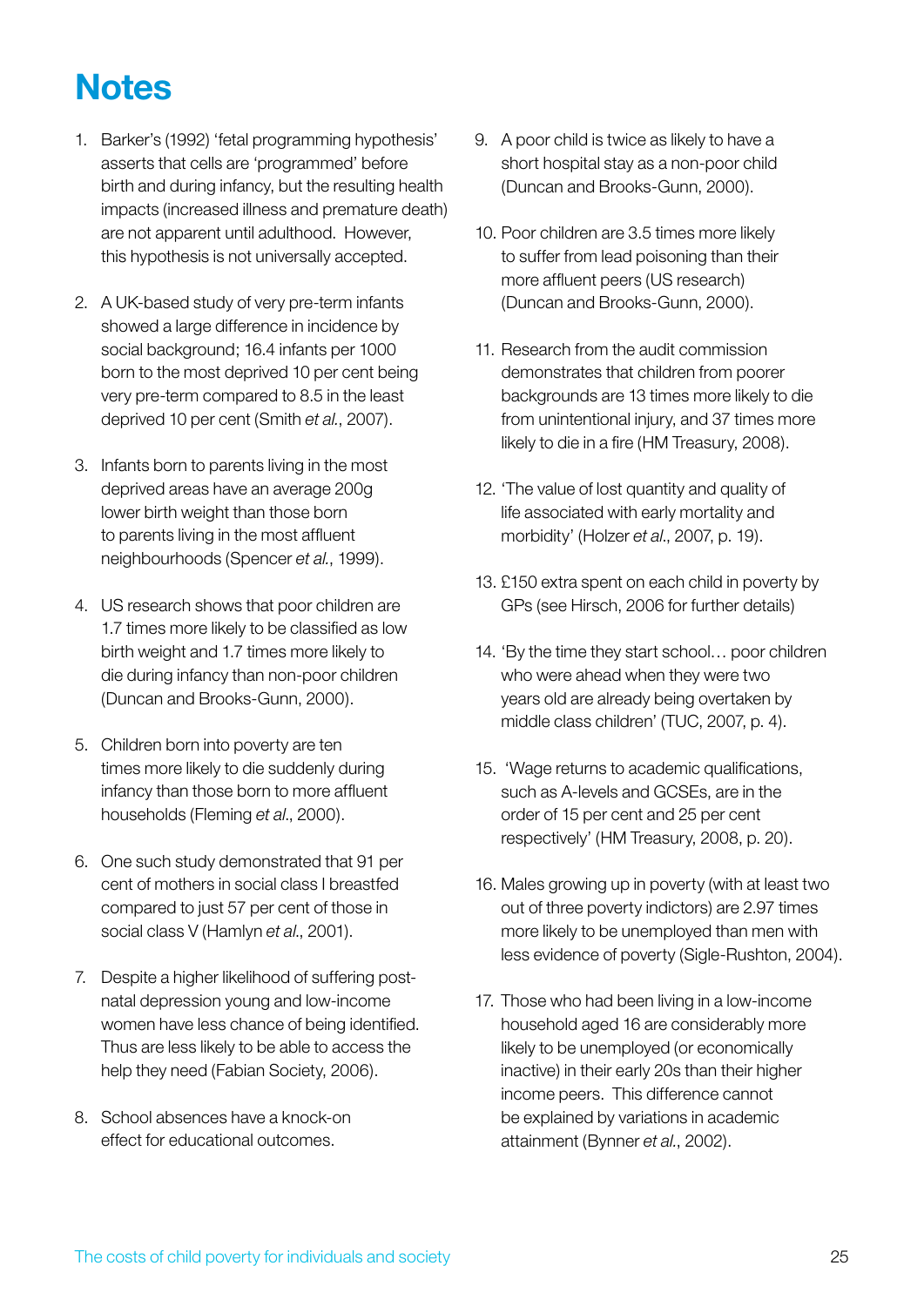# Notes

1. Barker's (1992) 'fetal programming hypothesis' asserts that cells are 'programmed' before birth and during infancy, but the resulting health impacts (increased illness and premature death) are not apparent until adulthood. However, this hypothesis is not universally accepted.

2. A UK-based study of very pre-term infants showed a large difference in incidence by social background; 16.4 infants per 1000 born to the most deprived 10 per cent being very pre-term compared to 8.5 in the least deprived 10 per cent (Smith *et al.*, 2007).

3. Infants born to parents living in the most deprived areas have an average 200g lower birth weight than those born to parents living in the most affluent neighbourhoods (Spencer *et al.*, 1999).

4. US research shows that poor children are 1.7 times more likely to be classified as low birth weight and 1.7 times more likely to die during infancy than non-poor children (Duncan and Brooks-Gunn, 2000).

5. Children born into poverty are ten times more likely to die suddenly during infancy than those born to more affluent households (Fleming *et al*., 2000).

6. One such study demonstrated that 91 per cent of mothers in social class I breastfed compared to just 57 per cent of those in social class V (Hamlyn *et al*., 2001).

7. Despite a higher likelihood of suffering post-natal depression young and low-income women have less chance of being identified. Thus are less likely to be able to access the help they need (Fabian Society, 2006).

8. School absences have a knock-on effect for educational outcomes.

9. A poor child is twice as likely to have a short hospital stay as a non-poor child (Duncan and Brooks-Gunn, 2000).

10. Poor children are 3.5 times more likely to suffer from lead poisoning than their more affluent peers (US research) (Duncan and Brooks-Gunn, 2000).

11. Research from the audit commission demonstrates that children from poorer backgrounds are 13 times more likely to die from unintentional injury, and 37 times more likely to die in a fire (HM Treasury, 2008).

12. 'The value of lost quantity and quality of life associated with early mortality and morbidity' (Holzer *et al*., 2007, p. 19).

13. £150 extra spent on each child in poverty by GPs (see Hirsch, 2006 for further details)

14. 'By the time they start school… poor children who were ahead when they were two years old are already being overtaken by middle class children' (TUC, 2007, p. 4).

15. 'Wage returns to academic qualifications, such as A-levels and GCSEs, are in the order of 15 per cent and 25 per cent respectively' (HM Treasury, 2008, p. 20).

16. Males growing up in poverty (with at least two out of three poverty indictors) are 2.97 times more likely to be unemployed than men with less evidence of poverty (Sigle-Rushton, 2004).

17. Those who had been living in a low-income household aged 16 are considerably more likely to be unemployed (or economically inactive) in their early 20s than their higher income peers. This difference cannot be explained by variations in academic attainment (Bynner *et al*., 2002).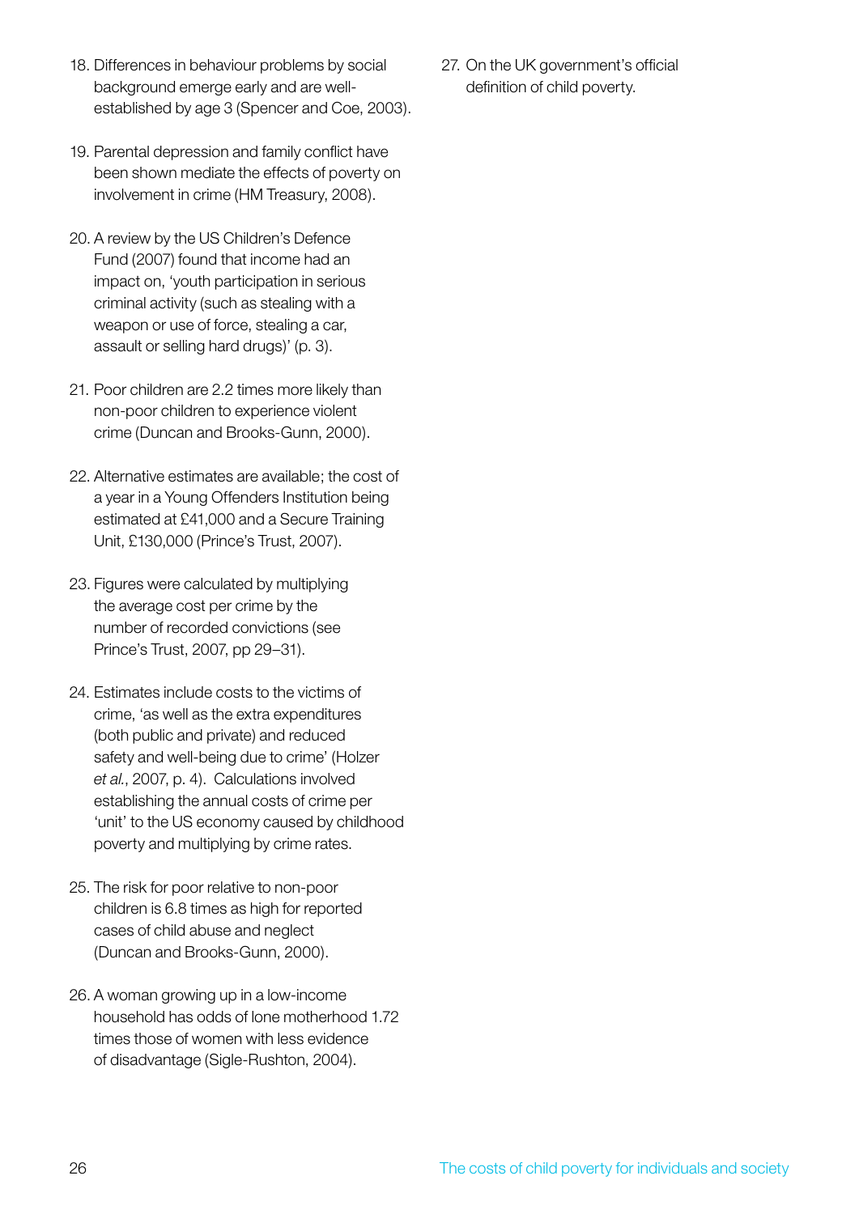18. Differences in behaviour problems by social background emerge early and are well-established by age 3 (Spencer and Coe, 2003).

19. Parental depression and family conflict have been shown mediate the effects of poverty on involvement in crime (HM Treasury, 2008).

20. A review by the US Children's Defence Fund (2007) found that income had an impact on, 'youth participation in serious criminal activity (such as stealing with a weapon or use of force, stealing a car, assault or selling hard drugs)' (p. 3).

21. Poor children are 2.2 times more likely than non-poor children to experience violent crime (Duncan and Brooks-Gunn, 2000).

22. Alternative estimates are available; the cost of a year in a Young Offenders Institution being estimated at £41,000 and a Secure Training Unit, £130,000 (Prince's Trust, 2007).

23. Figures were calculated by multiplying the average cost per crime by the number of recorded convictions (see Prince's Trust, 2007, pp 29–31).

24. Estimates include costs to the victims of crime, 'as well as the extra expenditures (both public and private) and reduced safety and well-being due to crime' (Holzer *et al.*, 2007, p. 4). Calculations involved establishing the annual costs of crime per 'unit' to the US economy caused by childhood poverty and multiplying by crime rates.

25. The risk for poor relative to non-poor children is 6.8 times as high for reported cases of child abuse and neglect (Duncan and Brooks-Gunn, 2000).

26. A woman growing up in a low-income household has odds of lone motherhood 1.72 times those of women with less evidence of disadvantage (Sigle-Rushton, 2004).

27. On the UK government's official definition of child poverty.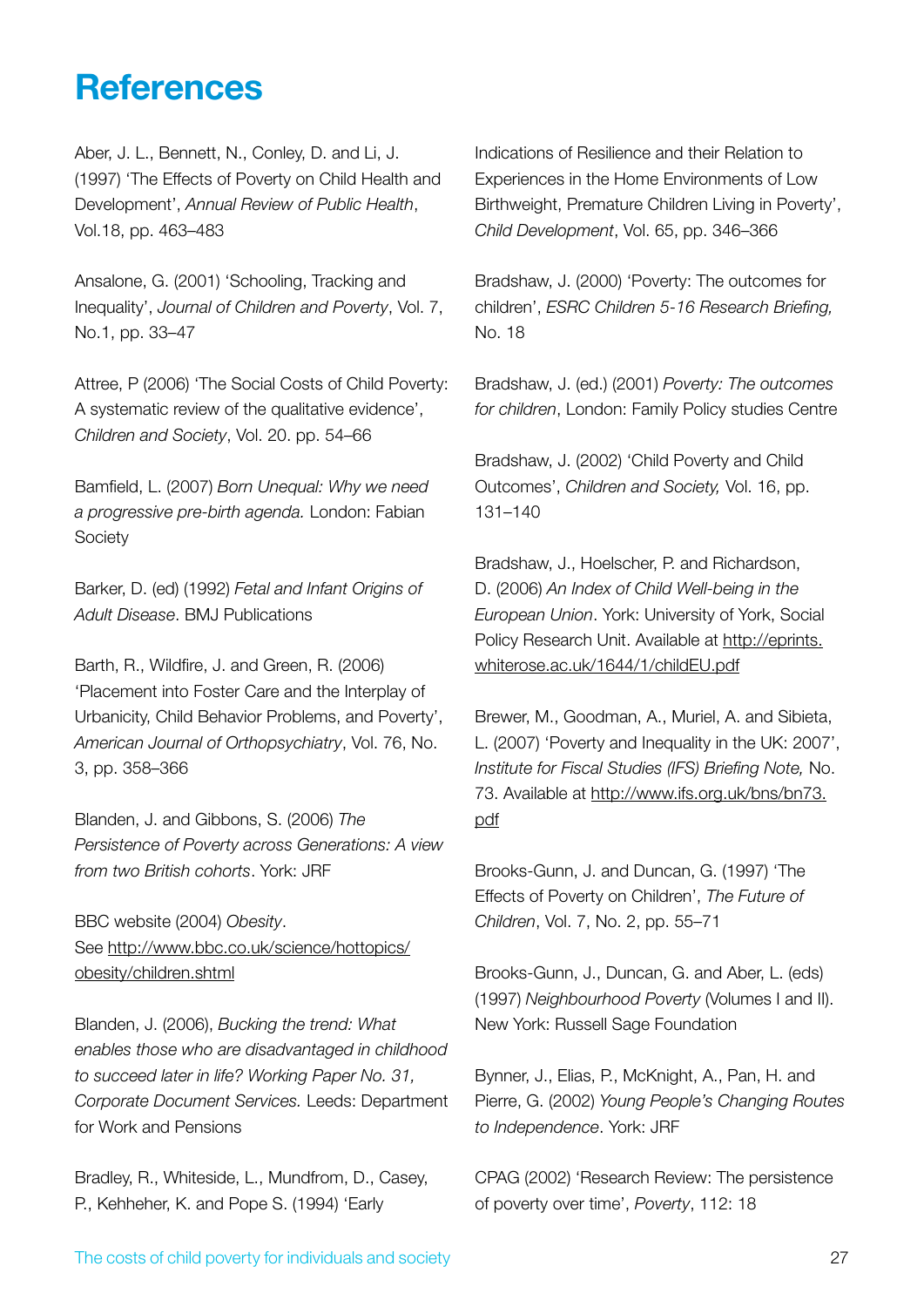# References

Aber, J. L., Bennett, N., Conley, D. and Li, J. (1997) 'The Effects of Poverty on Child Health and Development', *Annual Review of Public Health*, Vol.18, pp. 463–483

Ansalone, G. (2001) 'Schooling, Tracking and Inequality', *Journal of Children and Poverty*, Vol. 7, No.1, pp. 33–47

Attree, P (2006) 'The Social Costs of Child Poverty: A systematic review of the qualitative evidence', *Children and Society*, Vol. 20. pp. 54–66

Bamfield, L. (2007) *Born Unequal: Why we need a progressive pre-birth agenda.* London: Fabian Society

Barker, D. (ed) (1992) *Fetal and Infant Origins of Adult Disease*. BMJ Publications

Barth, R., Wildfire, J. and Green, R. (2006) 'Placement into Foster Care and the Interplay of Urbanicity, Child Behavior Problems, and Poverty', *American Journal of Orthopsychiatry*, Vol. 76, No. 3, pp. 358–366

Blanden, J. and Gibbons, S. (2006) *The Persistence of Poverty across Generations: A view from two British cohorts*. York: JRF

BBC website (2004) *Obesity*. See http://www.bbc.co.uk/science/hottopics/obesity/children.shtml

Blanden, J. (2006), *Bucking the trend: What enables those who are disadvantaged in childhood to succeed later in life? Working Paper No. 31, Corporate Document Services.* Leeds: Department for Work and Pensions

Bradley, R., Whiteside, L., Mundfrom, D., Casey, P., Kehheher, K. and Pope S. (1994) 'Early Indications of Resilience and their Relation to Experiences in the Home Environments of Low Birthweight, Premature Children Living in Poverty', *Child Development*, Vol. 65, pp. 346–366

Bradshaw, J. (2000) 'Poverty: The outcomes for children', *ESRC Children 5-16 Research Briefing,* No. 18

Bradshaw, J. (ed.) (2001) *Poverty: The outcomes for children*, London: Family Policy studies Centre

Bradshaw, J. (2002) 'Child Poverty and Child Outcomes', *Children and Society,* Vol. 16, pp. 131–140

Bradshaw, J., Hoelscher, P. and Richardson, D. (2006) *An Index of Child Well-being in the European Union*. York: University of York, Social Policy Research Unit. Available at http://eprints.whiterose.ac.uk/1644/1/childEU.pdf

Brewer, M., Goodman, A., Muriel, A. and Sibieta, L. (2007) 'Poverty and Inequality in the UK: 2007', *Institute for Fiscal Studies (IFS) Briefing Note,* No. 73. Available at http://www.ifs.org.uk/bns/bn73.pdf

Brooks-Gunn, J. and Duncan, G. (1997) 'The Effects of Poverty on Children', *The Future of Children*, Vol. 7, No. 2, pp. 55–71

Brooks-Gunn, J., Duncan, G. and Aber, L. (eds) (1997) *Neighbourhood Poverty* (Volumes I and II). New York: Russell Sage Foundation

Bynner, J., Elias, P., McKnight, A., Pan, H. and Pierre, G. (2002) *Young People's Changing Routes to Independence*. York: JRF

CPAG (2002) 'Research Review: The persistence of poverty over time', *Poverty*, 112: 18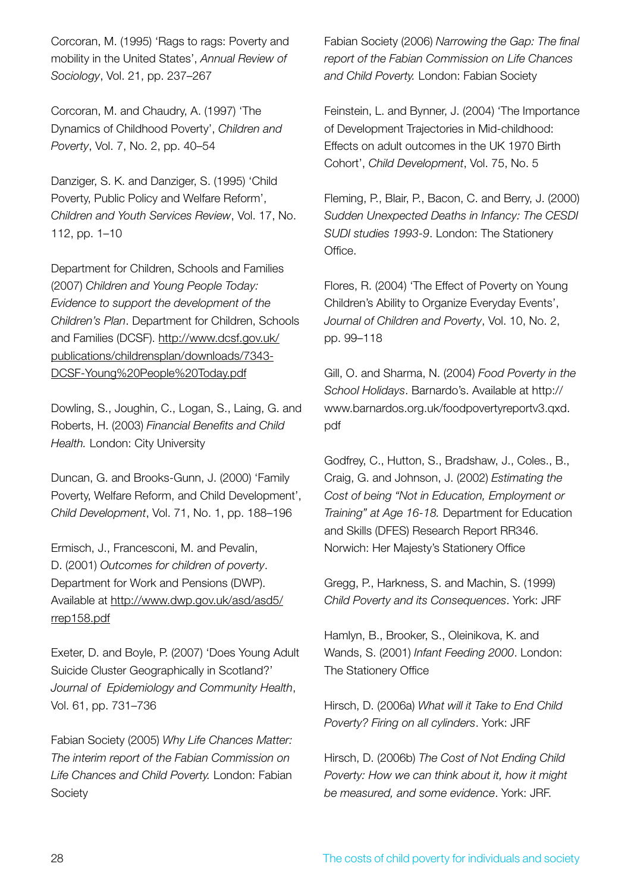Corcoran, M. (1995) 'Rags to rags: Poverty and mobility in the United States', *Annual Review of Sociology*, Vol. 21, pp. 237–267

Corcoran, M. and Chaudry, A. (1997) 'The Dynamics of Childhood Poverty', *Children and Poverty*, Vol. 7, No. 2, pp. 40–54

Danziger, S. K. and Danziger, S. (1995) 'Child Poverty, Public Policy and Welfare Reform', *Children and Youth Services Review*, Vol. 17, No. 112, pp. 1–10

Department for Children, Schools and Families (2007) *Children and Young People Today: Evidence to support the development of the Children's Plan*. Department for Children, Schools and Families (DCSF). http://www.dcsf.gov.uk/publications/childrensplan/downloads/7343-DCSF-Young%20People%20Today.pdf

Dowling, S., Joughin, C., Logan, S., Laing, G. and Roberts, H. (2003) *Financial Benefits and Child Health.* London: City University

Duncan, G. and Brooks-Gunn, J. (2000) 'Family Poverty, Welfare Reform, and Child Development', *Child Development*, Vol. 71, No. 1, pp. 188–196

Ermisch, J., Francesconi, M. and Pevalin, D. (2001) *Outcomes for children of poverty*. Department for Work and Pensions (DWP). Available at http://www.dwp.gov.uk/asd/asd5/rrep158.pdf

Exeter, D. and Boyle, P. (2007) 'Does Young Adult Suicide Cluster Geographically in Scotland?' *Journal of Epidemiology and Community Health*, Vol. 61, pp. 731–736

Fabian Society (2005) *Why Life Chances Matter: The interim report of the Fabian Commission on Life Chances and Child Poverty.* London: Fabian Society

Fabian Society (2006) *Narrowing the Gap: The final report of the Fabian Commission on Life Chances and Child Poverty.* London: Fabian Society

Feinstein, L. and Bynner, J. (2004) 'The Importance of Development Trajectories in Mid-childhood: Effects on adult outcomes in the UK 1970 Birth Cohort', *Child Development*, Vol. 75, No. 5

Fleming, P., Blair, P., Bacon, C. and Berry, J. (2000) *Sudden Unexpected Deaths in Infancy: The CESDI SUDI studies 1993-9*. London: The Stationery Office.

Flores, R. (2004) 'The Effect of Poverty on Young Children's Ability to Organize Everyday Events', *Journal of Children and Poverty*, Vol. 10, No. 2, pp. 99–118

Gill, O. and Sharma, N. (2004) *Food Poverty in the School Holidays*. Barnardo's. Available at http://www.barnardos.org.uk/foodpovertyreportv3.qxd.pdf

Godfrey, C., Hutton, S., Bradshaw, J., Coles., B., Craig, G. and Johnson, J. (2002) *Estimating the Cost of being "Not in Education, Employment or Training" at Age 16-18.* Department for Education and Skills (DFES) Research Report RR346. Norwich: Her Majesty's Stationery Office

Gregg, P., Harkness, S. and Machin, S. (1999) *Child Poverty and its Consequences*. York: JRF

Hamlyn, B., Brooker, S., Oleinikova, K. and Wands, S. (2001) *Infant Feeding 2000*. London: The Stationery Office

Hirsch, D. (2006a) *What will it Take to End Child Poverty? Firing on all cylinders*. York: JRF

Hirsch, D. (2006b) *The Cost of Not Ending Child Poverty: How we can think about it, how it might be measured, and some evidence*. York: JRF.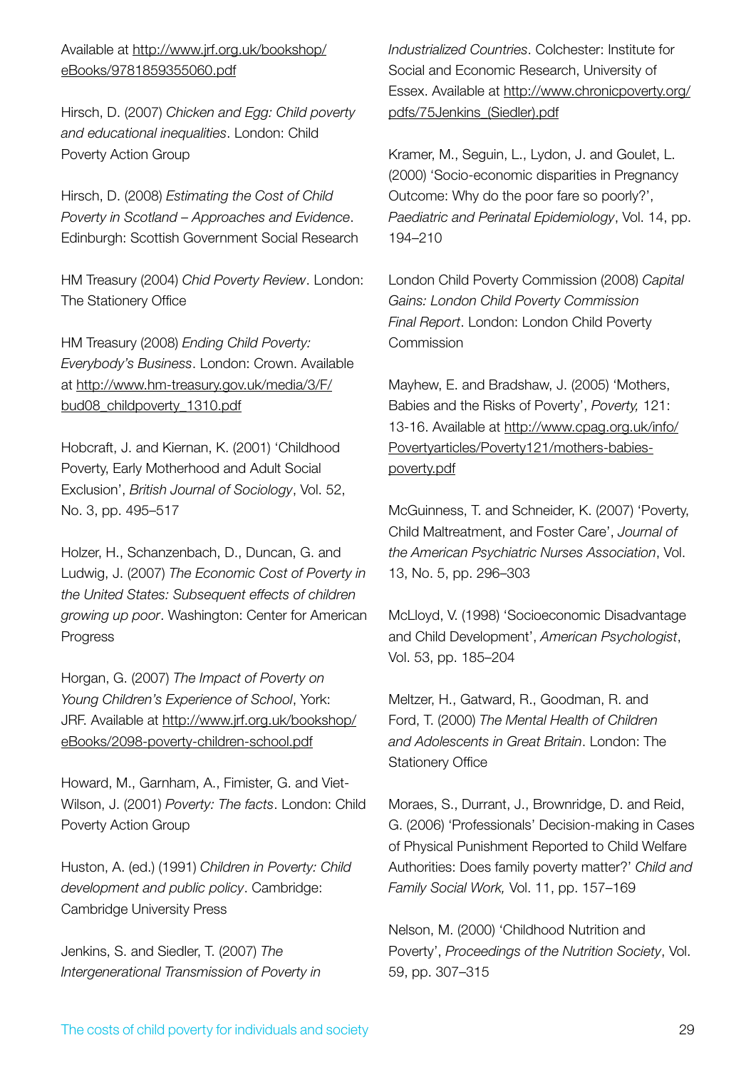Available at http://www.jrf.org.uk/bookshop/eBooks/9781859355060.pdf

Hirsch, D. (2007) *Chicken and Egg: Child poverty and educational inequalities*. London: Child Poverty Action Group

Hirsch, D. (2008) *Estimating the Cost of Child Poverty in Scotland – Approaches and Evidence*. Edinburgh: Scottish Government Social Research

HM Treasury (2004) *Chid Poverty Review*. London: The Stationery Office

HM Treasury (2008) *Ending Child Poverty: Everybody's Business*. London: Crown. Available at http://www.hm-treasury.gov.uk/media/3/F/bud08_childpoverty_1310.pdf

Hobcraft, J. and Kiernan, K. (2001) 'Childhood Poverty, Early Motherhood and Adult Social Exclusion', *British Journal of Sociology*, Vol. 52, No. 3, pp. 495–517

Holzer, H., Schanzenbach, D., Duncan, G. and Ludwig, J. (2007) *The Economic Cost of Poverty in the United States: Subsequent effects of children growing up poor*. Washington: Center for American Progress

Horgan, G. (2007) *The Impact of Poverty on Young Children's Experience of School*, York: JRF. Available at http://www.jrf.org.uk/bookshop/eBooks/2098-poverty-children-school.pdf

Howard, M., Garnham, A., Fimister, G. and Viet-Wilson, J. (2001) *Poverty: The facts*. London: Child Poverty Action Group

Huston, A. (ed.) (1991) *Children in Poverty: Child development and public policy*. Cambridge: Cambridge University Press

Jenkins, S. and Siedler, T. (2007) *The Intergenerational Transmission of Poverty in Industrialized Countries*. Colchester: Institute for Social and Economic Research, University of Essex. Available at http://www.chronicpoverty.org/pdfs/75Jenkins_(Siedler).pdf

Kramer, M., Seguin, L., Lydon, J. and Goulet, L. (2000) 'Socio-economic disparities in Pregnancy Outcome: Why do the poor fare so poorly?', *Paediatric and Perinatal Epidemiology*, Vol. 14, pp. 194–210

London Child Poverty Commission (2008) *Capital Gains: London Child Poverty Commission Final Report*. London: London Child Poverty Commission

Mayhew, E. and Bradshaw, J. (2005) 'Mothers, Babies and the Risks of Poverty', *Poverty,* 121: 13-16. Available at http://www.cpag.org.uk/info/Povertyarticles/Poverty121/mothers-babies-poverty.pdf

McGuinness, T. and Schneider, K. (2007) 'Poverty, Child Maltreatment, and Foster Care', *Journal of the American Psychiatric Nurses Association*, Vol. 13, No. 5, pp. 296–303

McLloyd, V. (1998) 'Socioeconomic Disadvantage and Child Development', *American Psychologist*, Vol. 53, pp. 185–204

Meltzer, H., Gatward, R., Goodman, R. and Ford, T. (2000) *The Mental Health of Children and Adolescents in Great Britain*. London: The Stationery Office

Moraes, S., Durrant, J., Brownridge, D. and Reid, G. (2006) 'Professionals' Decision-making in Cases of Physical Punishment Reported to Child Welfare Authorities: Does family poverty matter?' *Child and Family Social Work,* Vol. 11, pp. 157–169

Nelson, M. (2000) 'Childhood Nutrition and Poverty', *Proceedings of the Nutrition Society*, Vol. 59, pp. 307–315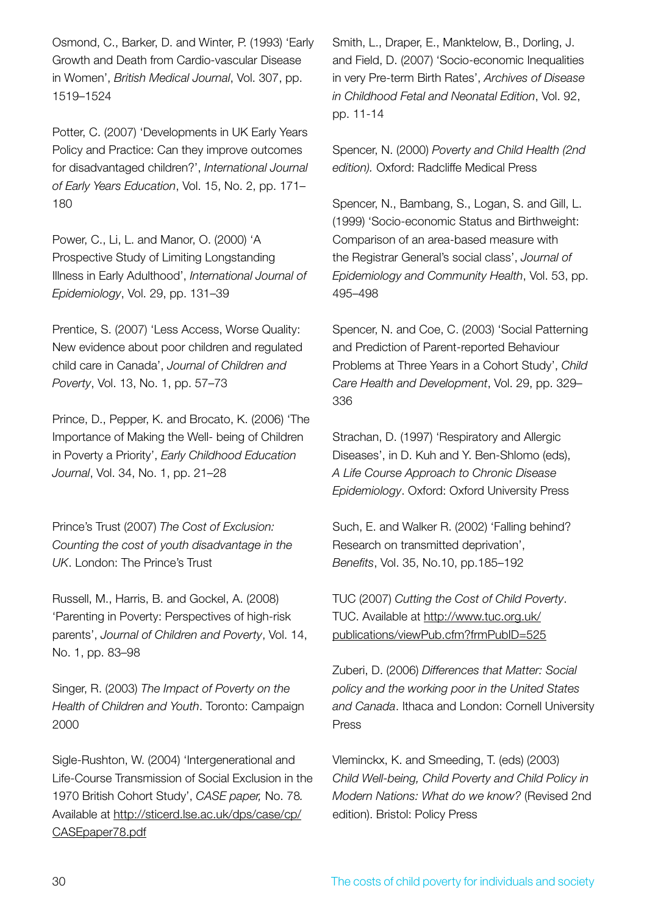Osmond, C., Barker, D. and Winter, P. (1993) 'Early Growth and Death from Cardio-vascular Disease in Women', *British Medical Journal*, Vol. 307, pp. 1519–1524

Potter, C. (2007) 'Developments in UK Early Years Policy and Practice: Can they improve outcomes for disadvantaged children?', *International Journal of Early Years Education*, Vol. 15, No. 2, pp. 171–180

Power, C., Li, L. and Manor, O. (2000) 'A Prospective Study of Limiting Longstanding Illness in Early Adulthood', *International Journal of Epidemiology*, Vol. 29, pp. 131–39

Prentice, S. (2007) 'Less Access, Worse Quality: New evidence about poor children and regulated child care in Canada', *Journal of Children and Poverty*, Vol. 13, No. 1, pp. 57–73

Prince, D., Pepper, K. and Brocato, K. (2006) 'The Importance of Making the Well- being of Children in Poverty a Priority', *Early Childhood Education Journal*, Vol. 34, No. 1, pp. 21–28

Prince's Trust (2007) *The Cost of Exclusion: Counting the cost of youth disadvantage in the UK*. London: The Prince's Trust

Russell, M., Harris, B. and Gockel, A. (2008) 'Parenting in Poverty: Perspectives of high-risk parents', *Journal of Children and Poverty*, Vol. 14, No. 1, pp. 83–98

Singer, R. (2003) *The Impact of Poverty on the Health of Children and Youth*. Toronto: Campaign 2000

Sigle-Rushton, W. (2004) 'Intergenerational and Life-Course Transmission of Social Exclusion in the 1970 British Cohort Study', *CASE paper,* No. 78*.* Available at http://sticerd.lse.ac.uk/dps/case/cp/CASEpaper78.pdf

Smith, L., Draper, E., Manktelow, B., Dorling, J. and Field, D. (2007) 'Socio-economic Inequalities in very Pre-term Birth Rates', *Archives of Disease in Childhood Fetal and Neonatal Edition*, Vol. 92, pp. 11-14

Spencer, N. (2000) *Poverty and Child Health (2nd edition).* Oxford: Radcliffe Medical Press

Spencer, N., Bambang, S., Logan, S. and Gill, L. (1999) 'Socio-economic Status and Birthweight: Comparison of an area-based measure with the Registrar General's social class', *Journal of Epidemiology and Community Health*, Vol. 53, pp. 495–498

Spencer, N. and Coe, C. (2003) 'Social Patterning and Prediction of Parent-reported Behaviour Problems at Three Years in a Cohort Study', *Child Care Health and Development*, Vol. 29, pp. 329–336

Strachan, D. (1997) 'Respiratory and Allergic Diseases', in D. Kuh and Y. Ben-Shlomo (eds), *A Life Course Approach to Chronic Disease Epidemiology*. Oxford: Oxford University Press

Such, E. and Walker R. (2002) 'Falling behind? Research on transmitted deprivation', *Benefits*, Vol. 35, No.10, pp.185–192

TUC (2007) *Cutting the Cost of Child Poverty*. TUC. Available at http://www.tuc.org.uk/publications/viewPub.cfm?frmPubID=525

Zuberi, D. (2006) *Differences that Matter: Social policy and the working poor in the United States and Canada*. Ithaca and London: Cornell University Press

Vleminckx, K. and Smeeding, T. (eds) (2003) *Child Well-being, Child Poverty and Child Policy in Modern Nations: What do we know?* (Revised 2nd edition). Bristol: Policy Press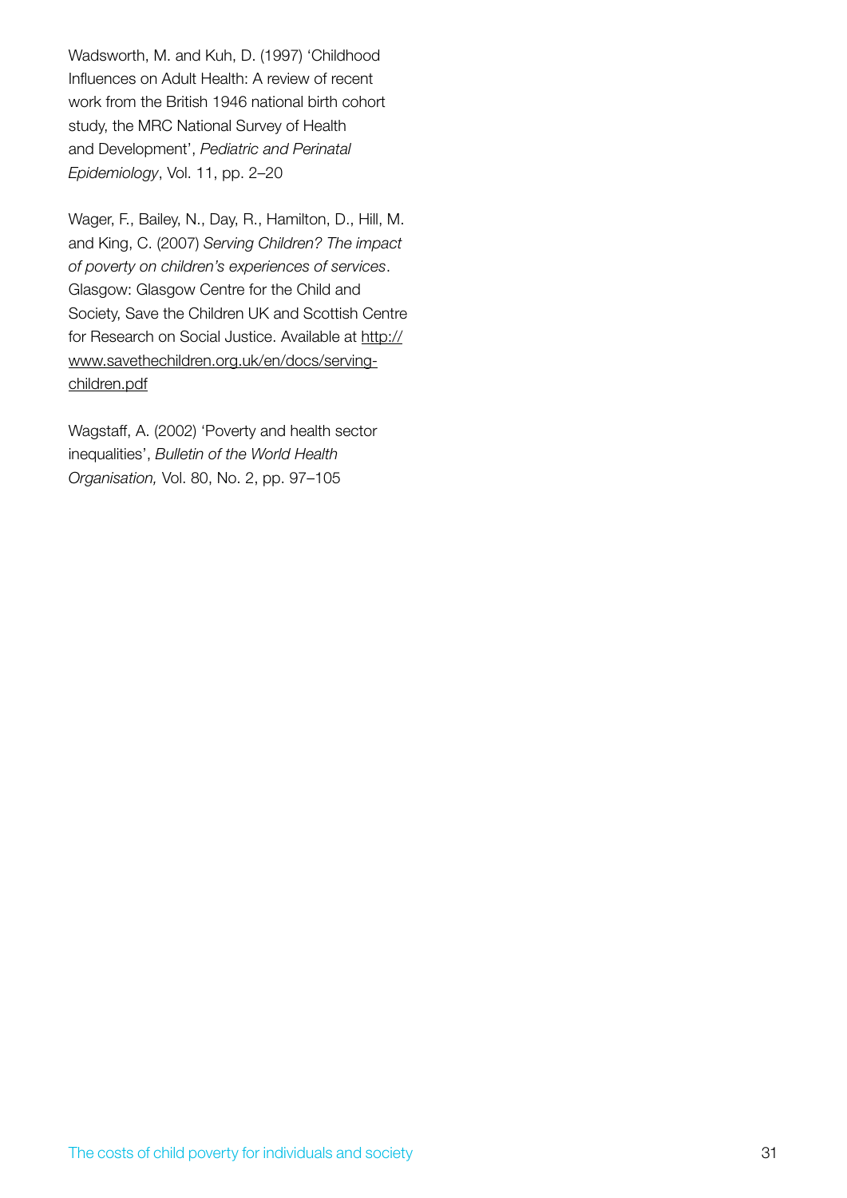Wadsworth, M. and Kuh, D. (1997) 'Childhood Influences on Adult Health: A review of recent work from the British 1946 national birth cohort study, the MRC National Survey of Health and Development', *Pediatric and Perinatal Epidemiology*, Vol. 11, pp. 2–20

Wager, F., Bailey, N., Day, R., Hamilton, D., Hill, M. and King, C. (2007) *Serving Children? The impact of poverty on children's experiences of services*. Glasgow: Glasgow Centre for the Child and Society, Save the Children UK and Scottish Centre for Research on Social Justice. Available at http://www.savethechildren.org.uk/en/docs/serving-children.pdf

Wagstaff, A. (2002) 'Poverty and health sector inequalities', *Bulletin of the World Health Organisation,* Vol. 80, No. 2, pp. 97–105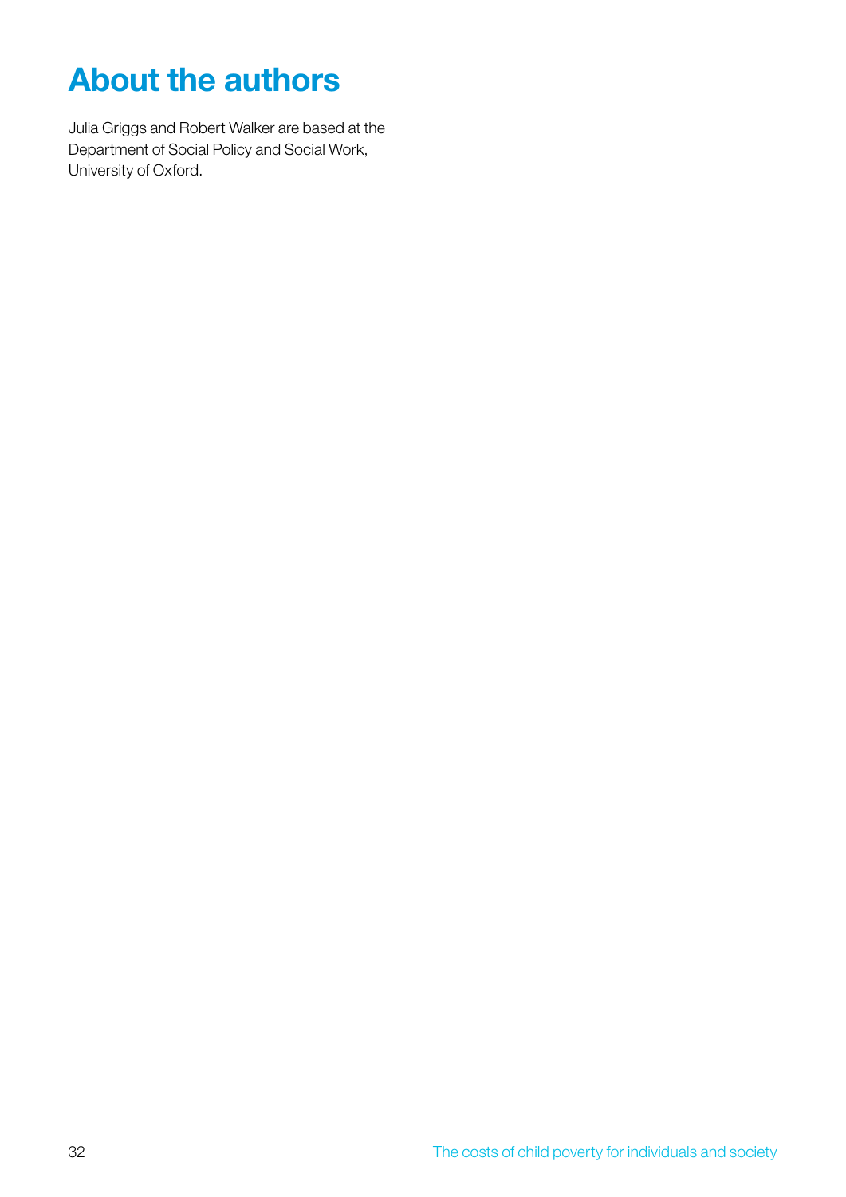# About the authors

Julia Griggs and Robert Walker are based at the Department of Social Policy and Social Work, University of Oxford.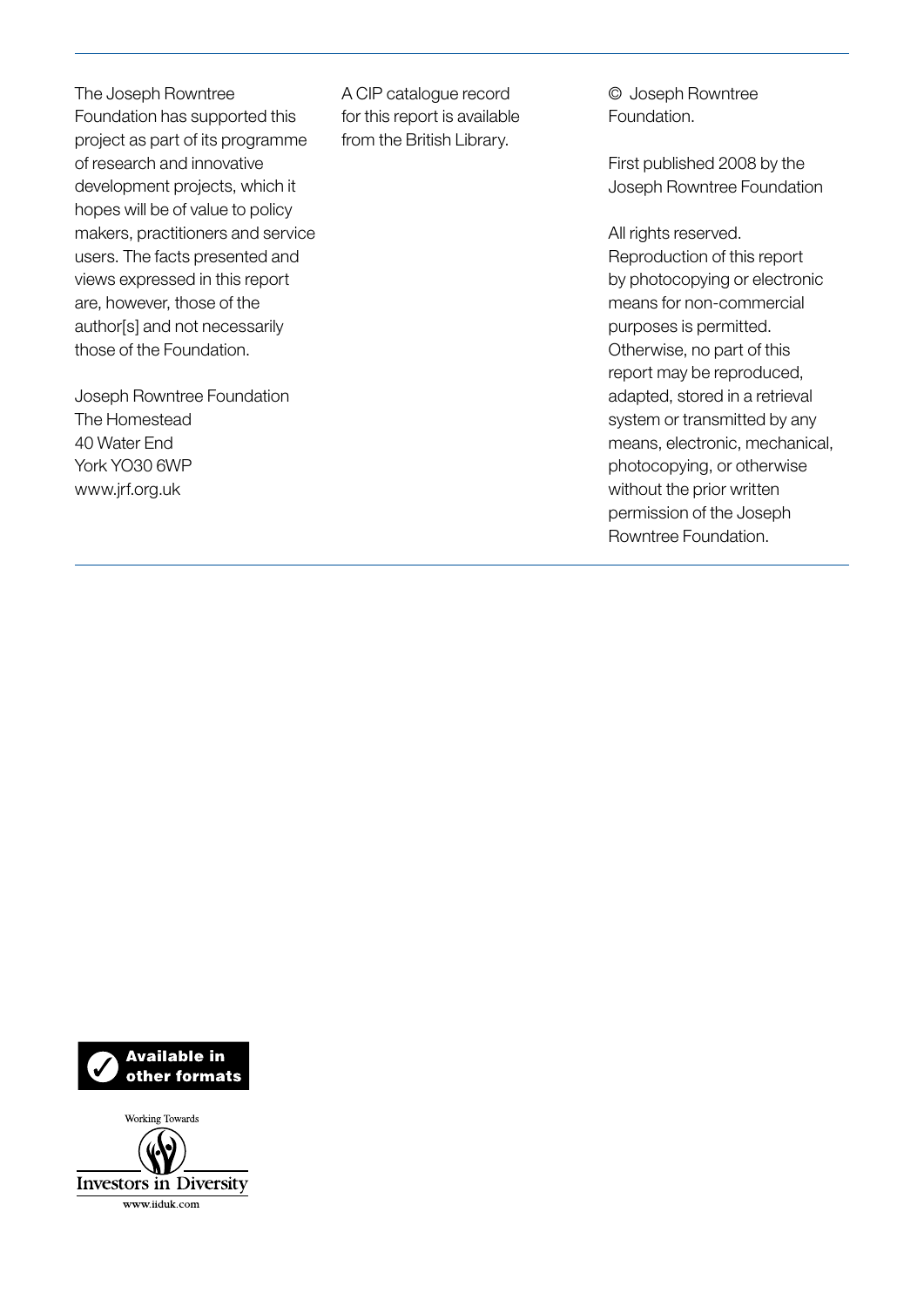The Joseph Rowntree Foundation has supported this project as part of its programme of research and innovative development projects, which it hopes will be of value to policy makers, practitioners and service users. The facts presented and views expressed in this report are, however, those of the author[s] and not necessarily those of the Foundation.

Joseph Rowntree Foundation
The Homestead
40 Water End
York YO30 6WP
www.jrf.org.uk

A CIP catalogue record for this report is available from the British Library.

© Joseph Rowntree Foundation.

First published 2008 by the Joseph Rowntree Foundation

All rights reserved. Reproduction of this report by photocopying or electronic means for non-commercial purposes is permitted. Otherwise, no part of this report may be reproduced, adapted, stored in a retrieval system or transmitted by any means, electronic, mechanical, photocopying, or otherwise without the prior written permission of the Joseph Rowntree Foundation.

Available in other formats

Working Towards
Investors in Diversity
www.iiduk.com